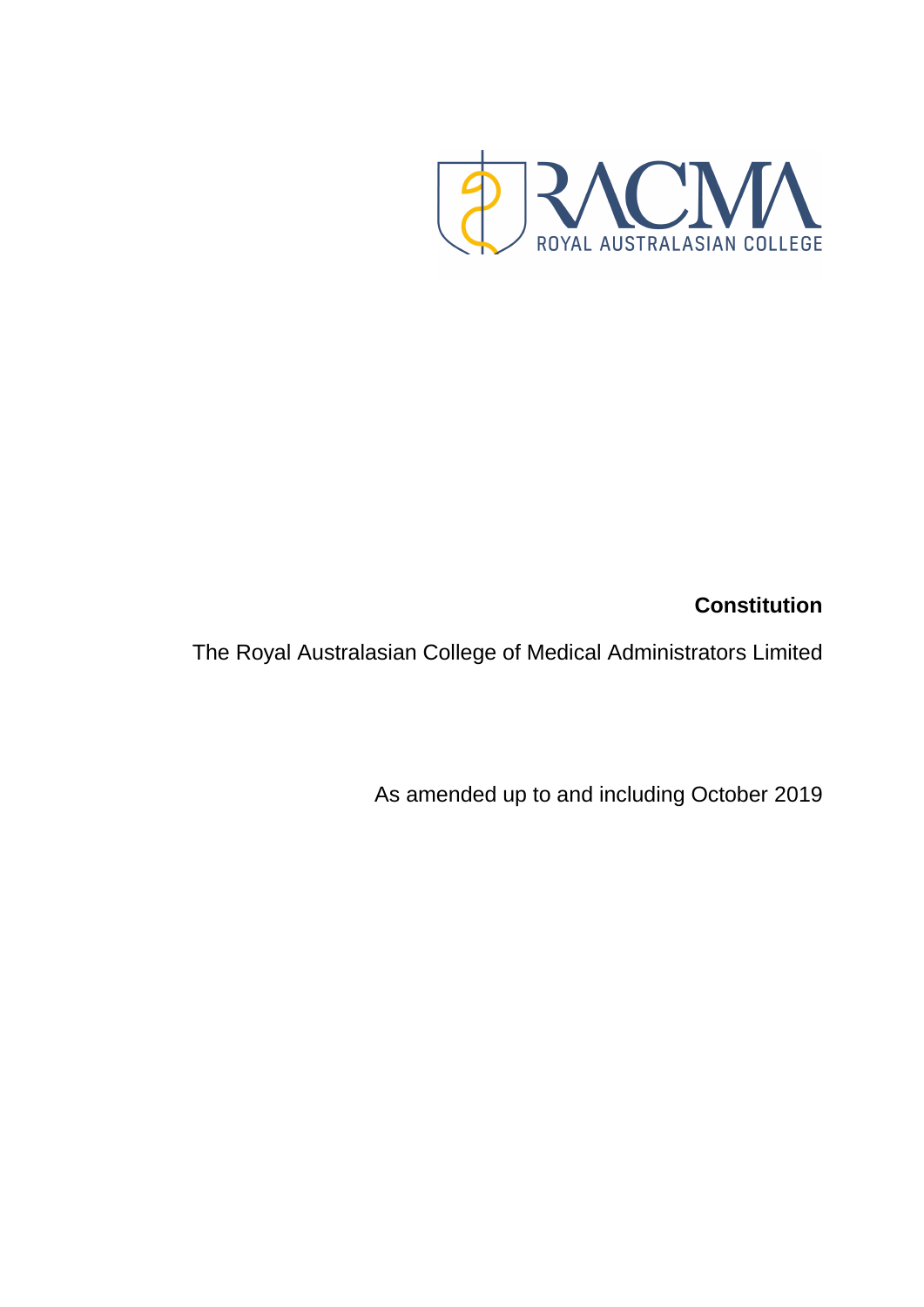RACMA
ROYAL AUSTRALASIAN COLLEGE

# Constitution

The Royal Australasian College of Medical Administrators Limited

As amended up to and including October 2019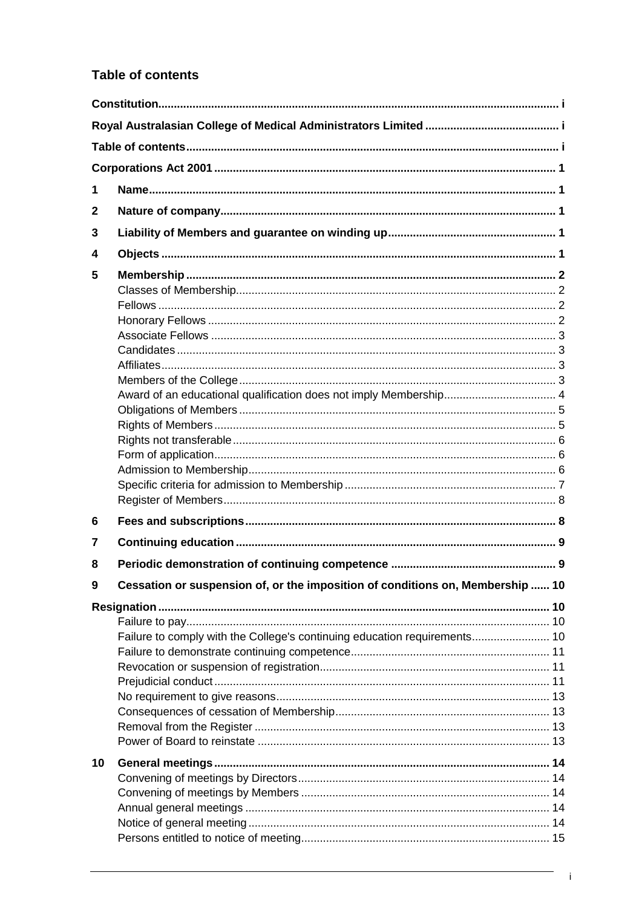## Table of contents

Constitution ..... i

Royal Australasian College of Medical Administrators Limited ..... i

Table of contents ..... i

Corporations Act 2001 ..... 1

1 Name ..... 1

2 Nature of company ..... 1

3 Liability of Members and guarantee on winding up ..... 1

4 Objects ..... 1

5 Membership ..... 2
- Classes of Membership ..... 2
- Fellows ..... 2
- Honorary Fellows ..... 2
- Associate Fellows ..... 3
- Candidates ..... 3
- Affiliates ..... 3
- Members of the College ..... 3
- Award of an educational qualification does not imply Membership ..... 4
- Obligations of Members ..... 5
- Rights of Members ..... 5
- Rights not transferable ..... 6
- Form of application ..... 6
- Admission to Membership ..... 6
- Specific criteria for admission to Membership ..... 7
- Register of Members ..... 8

6 Fees and subscriptions ..... 8

7 Continuing education ..... 9

8 Periodic demonstration of continuing competence ..... 9

9 Cessation or suspension of, or the imposition of conditions on, Membership ..... 10

Resignation ..... 10
- Failure to pay ..... 10
- Failure to comply with the College's continuing education requirements ..... 10
- Failure to demonstrate continuing competence ..... 11
- Revocation or suspension of registration ..... 11
- Prejudicial conduct ..... 11
- No requirement to give reasons ..... 13
- Consequences of cessation of Membership ..... 13
- Removal from the Register ..... 13
- Power of Board to reinstate ..... 13

10 General meetings ..... 14
- Convening of meetings by Directors ..... 14
- Convening of meetings by Members ..... 14
- Annual general meetings ..... 14
- Notice of general meeting ..... 14
- Persons entitled to notice of meeting ..... 15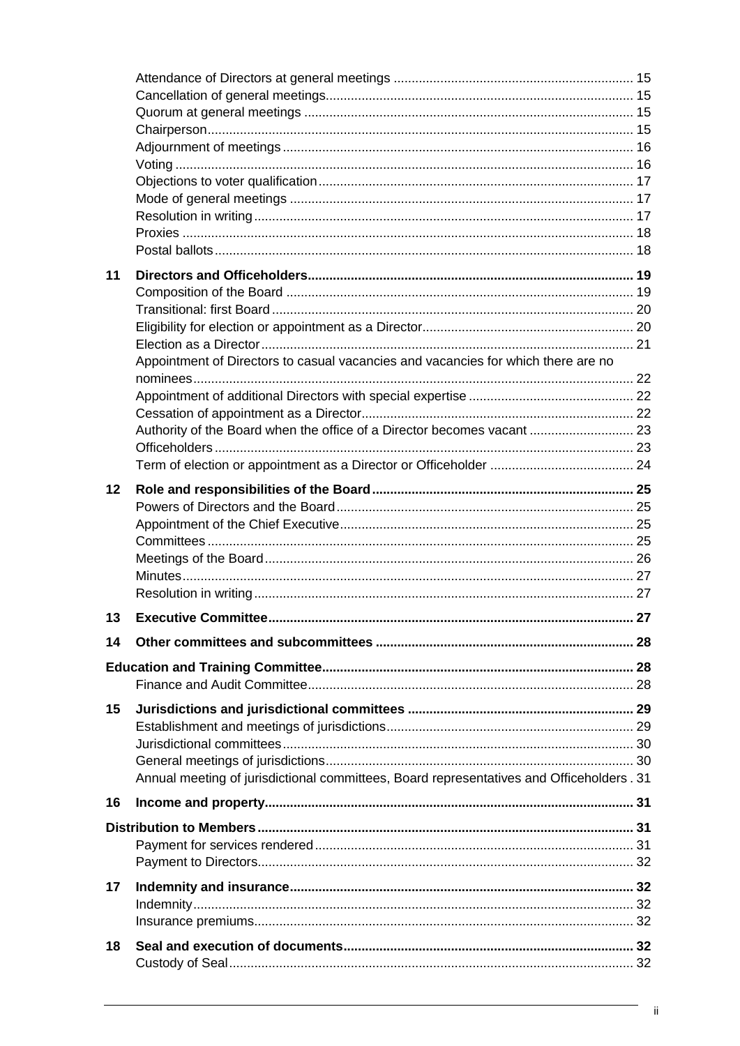| | | |
|---|---|---|
| | Attendance of Directors at general meetings | 15 |
| | Cancellation of general meetings | 15 |
| | Quorum at general meetings | 15 |
| | Chairperson | 15 |
| | Adjournment of meetings | 16 |
| | Voting | 16 |
| | Objections to voter qualification | 17 |
| | Mode of general meetings | 17 |
| | Resolution in writing | 17 |
| | Proxies | 18 |
| | Postal ballots | 18 |
| **11** | **Directors and Officeholders** | **19** |
| | Composition of the Board | 19 |
| | Transitional: first Board | 20 |
| | Eligibility for election or appointment as a Director | 20 |
| | Election as a Director | 21 |
| | Appointment of Directors to casual vacancies and vacancies for which there are no nominees | 22 |
| | Appointment of additional Directors with special expertise | 22 |
| | Cessation of appointment as a Director | 22 |
| | Authority of the Board when the office of a Director becomes vacant | 23 |
| | Officeholders | 23 |
| | Term of election or appointment as a Director or Officeholder | 24 |
| **12** | **Role and responsibilities of the Board** | **25** |
| | Powers of Directors and the Board | 25 |
| | Appointment of the Chief Executive | 25 |
| | Committees | 25 |
| | Meetings of the Board | 26 |
| | Minutes | 27 |
| | Resolution in writing | 27 |
| **13** | **Executive Committee** | **27** |
| **14** | **Other committees and subcommittees** | **28** |
| **Education and Training Committee** | | **28** |
| | Finance and Audit Committee | 28 |
| **15** | **Jurisdictions and jurisdictional committees** | **29** |
| | Establishment and meetings of jurisdictions | 29 |
| | Jurisdictional committees | 30 |
| | General meetings of jurisdictions | 30 |
| | Annual meeting of jurisdictional committees, Board representatives and Officeholders | 31 |
| **16** | **Income and property** | **31** |
| **Distribution to Members** | | **31** |
| | Payment for services rendered | 31 |
| | Payment to Directors | 32 |
| **17** | **Indemnity and insurance** | **32** |
| | Indemnity | 32 |
| | Insurance premiums | 32 |
| **18** | **Seal and execution of documents** | **32** |
| | Custody of Seal | 32 |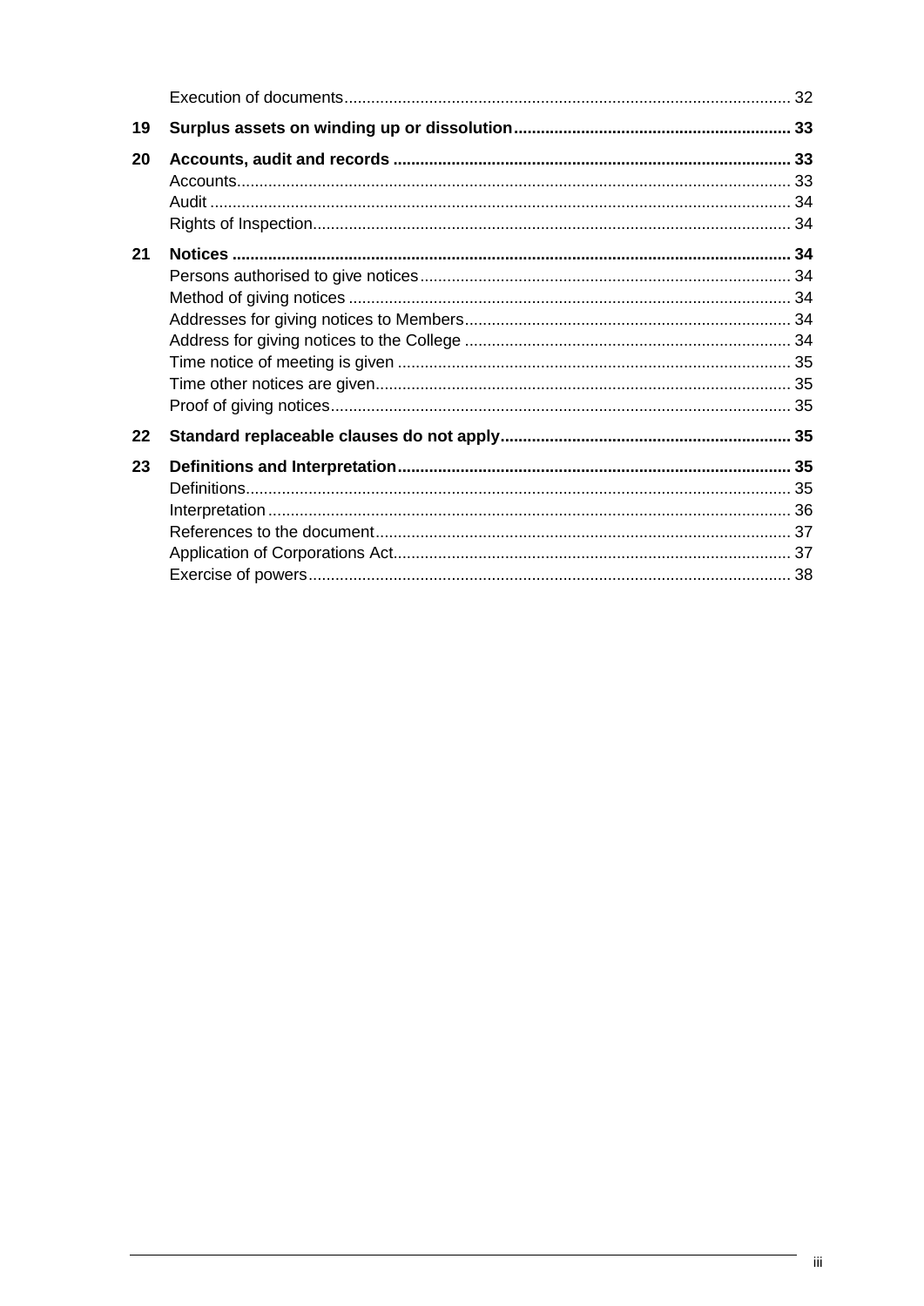| | | |
|---|---|---|
| | Execution of documents | 32 |
| **19** | **Surplus assets on winding up or dissolution** | **33** |
| **20** | **Accounts, audit and records** | **33** |
| | Accounts | 33 |
| | Audit | 34 |
| | Rights of Inspection | 34 |
| **21** | **Notices** | **34** |
| | Persons authorised to give notices | 34 |
| | Method of giving notices | 34 |
| | Addresses for giving notices to Members | 34 |
| | Address for giving notices to the College | 34 |
| | Time notice of meeting is given | 35 |
| | Time other notices are given | 35 |
| | Proof of giving notices | 35 |
| **22** | **Standard replaceable clauses do not apply** | **35** |
| **23** | **Definitions and Interpretation** | **35** |
| | Definitions | 35 |
| | Interpretation | 36 |
| | References to the document | 37 |
| | Application of Corporations Act | 37 |
| | Exercise of powers | 38 |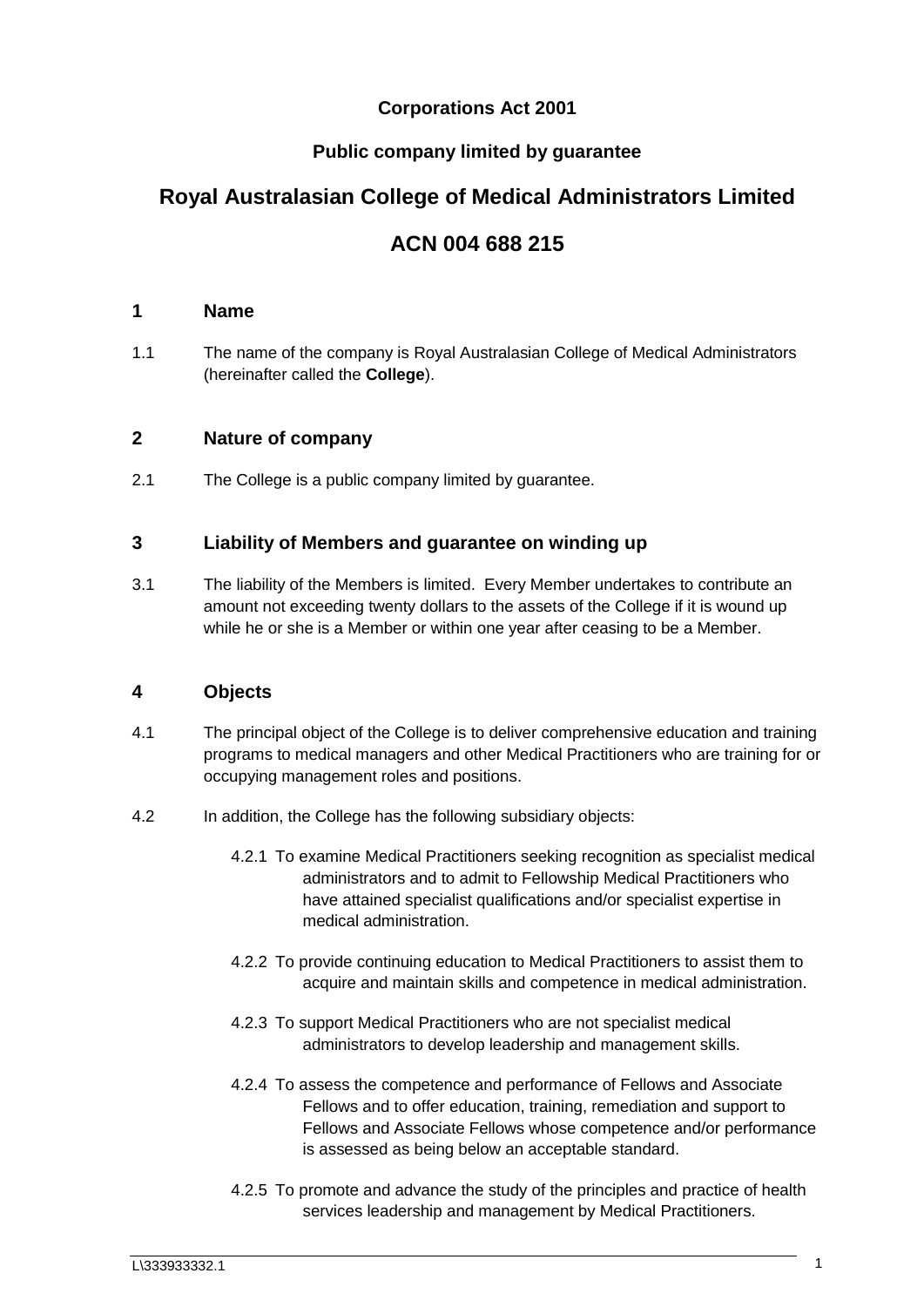**Corporations Act 2001**

**Public company limited by guarantee**

# Royal Australasian College of Medical Administrators Limited

# ACN 004 688 215

## 1 Name

1.1 The name of the company is Royal Australasian College of Medical Administrators (hereinafter called the **College**).

## 2 Nature of company

2.1 The College is a public company limited by guarantee.

## 3 Liability of Members and guarantee on winding up

3.1 The liability of the Members is limited. Every Member undertakes to contribute an amount not exceeding twenty dollars to the assets of the College if it is wound up while he or she is a Member or within one year after ceasing to be a Member.

## 4 Objects

4.1 The principal object of the College is to deliver comprehensive education and training programs to medical managers and other Medical Practitioners who are training for or occupying management roles and positions.

4.2 In addition, the College has the following subsidiary objects:

4.2.1 To examine Medical Practitioners seeking recognition as specialist medical administrators and to admit to Fellowship Medical Practitioners who have attained specialist qualifications and/or specialist expertise in medical administration.

4.2.2 To provide continuing education to Medical Practitioners to assist them to acquire and maintain skills and competence in medical administration.

4.2.3 To support Medical Practitioners who are not specialist medical administrators to develop leadership and management skills.

4.2.4 To assess the competence and performance of Fellows and Associate Fellows and to offer education, training, remediation and support to Fellows and Associate Fellows whose competence and/or performance is assessed as being below an acceptable standard.

4.2.5 To promote and advance the study of the principles and practice of health services leadership and management by Medical Practitioners.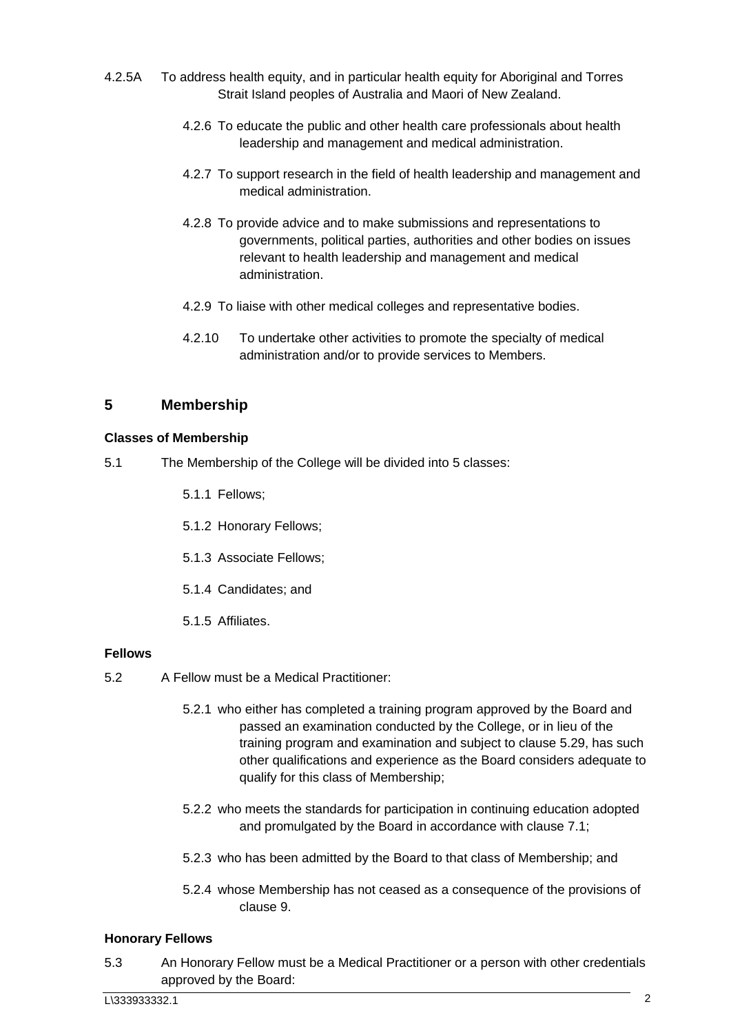4.2.5A To address health equity, and in particular health equity for Aboriginal and Torres Strait Island peoples of Australia and Maori of New Zealand.

4.2.6 To educate the public and other health care professionals about health leadership and management and medical administration.

4.2.7 To support research in the field of health leadership and management and medical administration.

4.2.8 To provide advice and to make submissions and representations to governments, political parties, authorities and other bodies on issues relevant to health leadership and management and medical administration.

4.2.9 To liaise with other medical colleges and representative bodies.

4.2.10 To undertake other activities to promote the specialty of medical administration and/or to provide services to Members.

## 5 Membership

**Classes of Membership**

5.1 The Membership of the College will be divided into 5 classes:

5.1.1 Fellows;

5.1.2 Honorary Fellows;

5.1.3 Associate Fellows;

5.1.4 Candidates; and

5.1.5 Affiliates.

**Fellows**

5.2 A Fellow must be a Medical Practitioner:

5.2.1 who either has completed a training program approved by the Board and passed an examination conducted by the College, or in lieu of the training program and examination and subject to clause 5.29, has such other qualifications and experience as the Board considers adequate to qualify for this class of Membership;

5.2.2 who meets the standards for participation in continuing education adopted and promulgated by the Board in accordance with clause 7.1;

5.2.3 who has been admitted by the Board to that class of Membership; and

5.2.4 whose Membership has not ceased as a consequence of the provisions of clause 9.

**Honorary Fellows**

5.3 An Honorary Fellow must be a Medical Practitioner or a person with other credentials approved by the Board: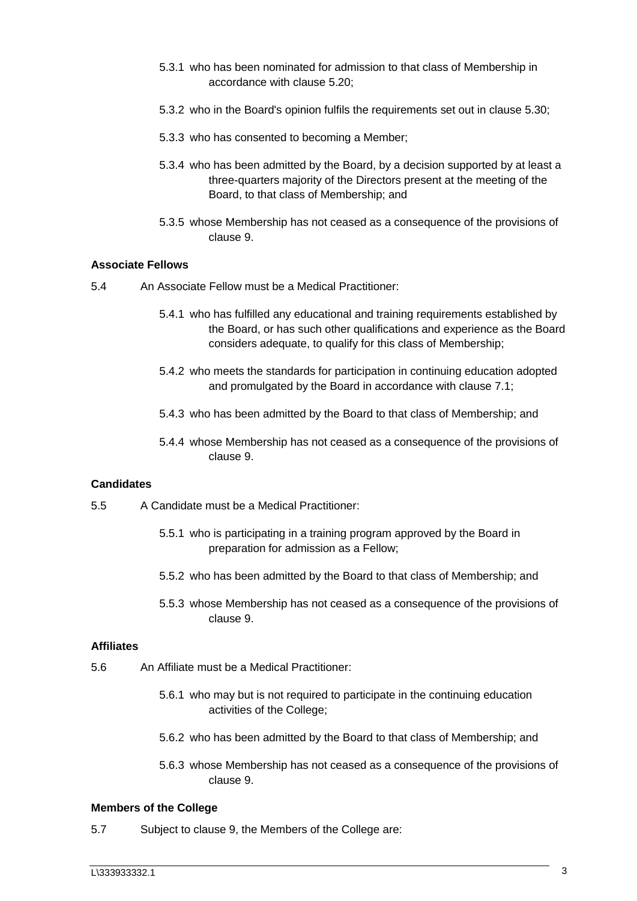5.3.1 who has been nominated for admission to that class of Membership in accordance with clause 5.20;

5.3.2 who in the Board's opinion fulfils the requirements set out in clause 5.30;

5.3.3 who has consented to becoming a Member;

5.3.4 who has been admitted by the Board, by a decision supported by at least a three-quarters majority of the Directors present at the meeting of the Board, to that class of Membership; and

5.3.5 whose Membership has not ceased as a consequence of the provisions of clause 9.

**Associate Fellows**

5.4 An Associate Fellow must be a Medical Practitioner:

5.4.1 who has fulfilled any educational and training requirements established by the Board, or has such other qualifications and experience as the Board considers adequate, to qualify for this class of Membership;

5.4.2 who meets the standards for participation in continuing education adopted and promulgated by the Board in accordance with clause 7.1;

5.4.3 who has been admitted by the Board to that class of Membership; and

5.4.4 whose Membership has not ceased as a consequence of the provisions of clause 9.

**Candidates**

5.5 A Candidate must be a Medical Practitioner:

5.5.1 who is participating in a training program approved by the Board in preparation for admission as a Fellow;

5.5.2 who has been admitted by the Board to that class of Membership; and

5.5.3 whose Membership has not ceased as a consequence of the provisions of clause 9.

**Affiliates**

5.6 An Affiliate must be a Medical Practitioner:

5.6.1 who may but is not required to participate in the continuing education activities of the College;

5.6.2 who has been admitted by the Board to that class of Membership; and

5.6.3 whose Membership has not ceased as a consequence of the provisions of clause 9.

**Members of the College**

5.7 Subject to clause 9, the Members of the College are: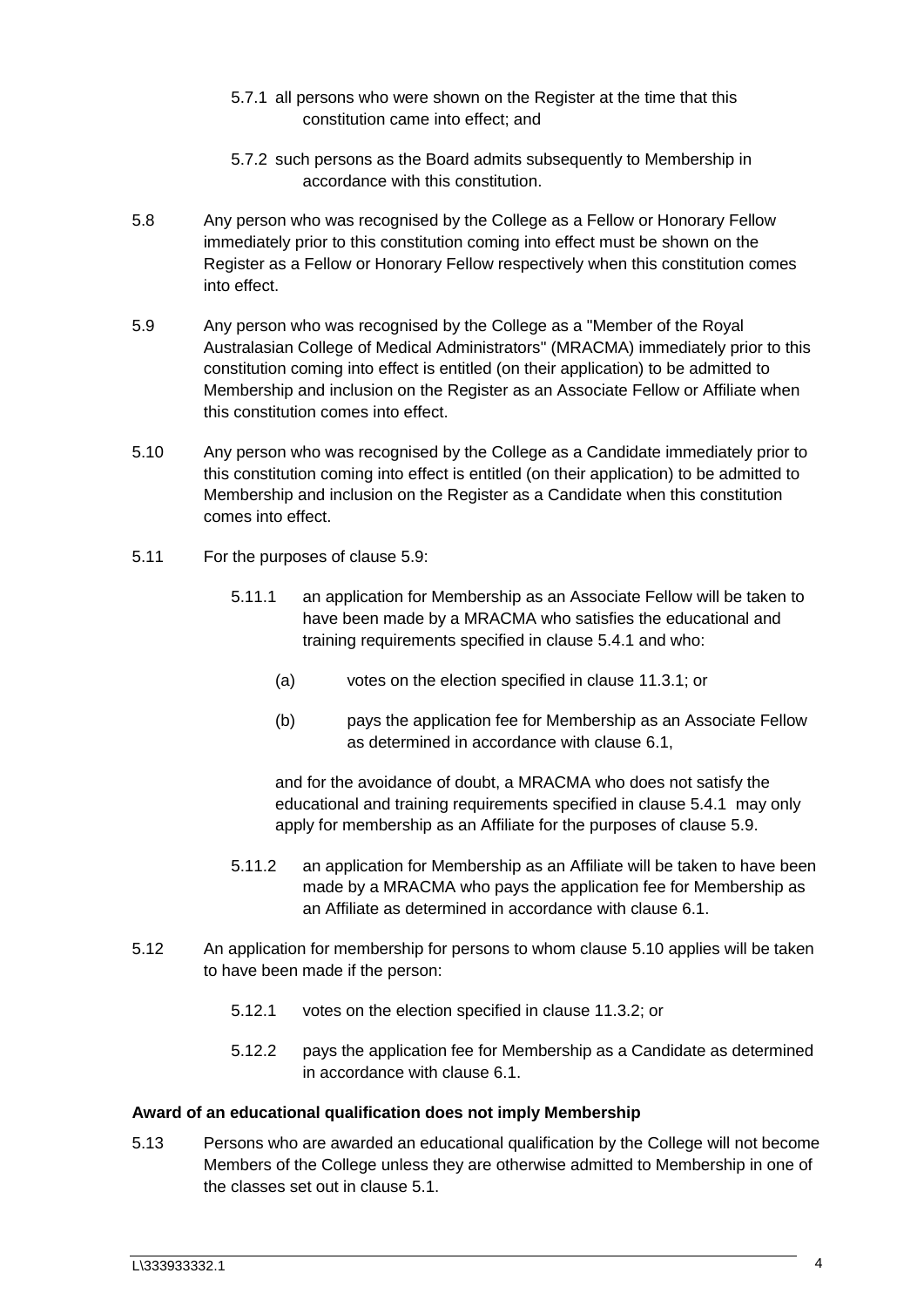5.7.1 all persons who were shown on the Register at the time that this constitution came into effect; and

5.7.2 such persons as the Board admits subsequently to Membership in accordance with this constitution.

5.8 Any person who was recognised by the College as a Fellow or Honorary Fellow immediately prior to this constitution coming into effect must be shown on the Register as a Fellow or Honorary Fellow respectively when this constitution comes into effect.

5.9 Any person who was recognised by the College as a "Member of the Royal Australasian College of Medical Administrators" (MRACMA) immediately prior to this constitution coming into effect is entitled (on their application) to be admitted to Membership and inclusion on the Register as an Associate Fellow or Affiliate when this constitution comes into effect.

5.10 Any person who was recognised by the College as a Candidate immediately prior to this constitution coming into effect is entitled (on their application) to be admitted to Membership and inclusion on the Register as a Candidate when this constitution comes into effect.

5.11 For the purposes of clause 5.9:

5.11.1 an application for Membership as an Associate Fellow will be taken to have been made by a MRACMA who satisfies the educational and training requirements specified in clause 5.4.1 and who:

(a) votes on the election specified in clause 11.3.1; or

(b) pays the application fee for Membership as an Associate Fellow as determined in accordance with clause 6.1,

and for the avoidance of doubt, a MRACMA who does not satisfy the educational and training requirements specified in clause 5.4.1 may only apply for membership as an Affiliate for the purposes of clause 5.9.

5.11.2 an application for Membership as an Affiliate will be taken to have been made by a MRACMA who pays the application fee for Membership as an Affiliate as determined in accordance with clause 6.1.

5.12 An application for membership for persons to whom clause 5.10 applies will be taken to have been made if the person:

5.12.1 votes on the election specified in clause 11.3.2; or

5.12.2 pays the application fee for Membership as a Candidate as determined in accordance with clause 6.1.

**Award of an educational qualification does not imply Membership**

5.13 Persons who are awarded an educational qualification by the College will not become Members of the College unless they are otherwise admitted to Membership in one of the classes set out in clause 5.1.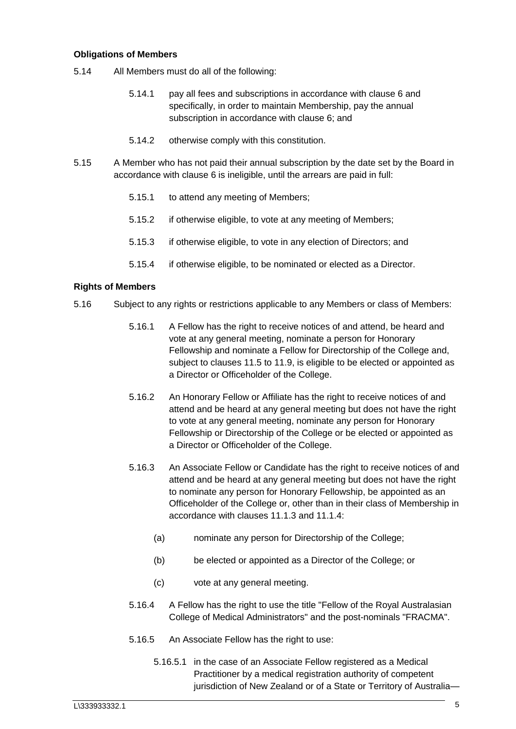**Obligations of Members**

5.14 All Members must do all of the following:

5.14.1 pay all fees and subscriptions in accordance with clause 6 and specifically, in order to maintain Membership, pay the annual subscription in accordance with clause 6; and

5.14.2 otherwise comply with this constitution.

5.15 A Member who has not paid their annual subscription by the date set by the Board in accordance with clause 6 is ineligible, until the arrears are paid in full:

5.15.1 to attend any meeting of Members;

5.15.2 if otherwise eligible, to vote at any meeting of Members;

5.15.3 if otherwise eligible, to vote in any election of Directors; and

5.15.4 if otherwise eligible, to be nominated or elected as a Director.

**Rights of Members**

5.16 Subject to any rights or restrictions applicable to any Members or class of Members:

5.16.1 A Fellow has the right to receive notices of and attend, be heard and vote at any general meeting, nominate a person for Honorary Fellowship and nominate a Fellow for Directorship of the College and, subject to clauses 11.5 to 11.9, is eligible to be elected or appointed as a Director or Officeholder of the College.

5.16.2 An Honorary Fellow or Affiliate has the right to receive notices of and attend and be heard at any general meeting but does not have the right to vote at any general meeting, nominate any person for Honorary Fellowship or Directorship of the College or be elected or appointed as a Director or Officeholder of the College.

5.16.3 An Associate Fellow or Candidate has the right to receive notices of and attend and be heard at any general meeting but does not have the right to nominate any person for Honorary Fellowship, be appointed as an Officeholder of the College or, other than in their class of Membership in accordance with clauses 11.1.3 and 11.1.4:

(a) nominate any person for Directorship of the College;

(b) be elected or appointed as a Director of the College; or

(c) vote at any general meeting.

5.16.4 A Fellow has the right to use the title "Fellow of the Royal Australasian College of Medical Administrators" and the post-nominals "FRACMA".

5.16.5 An Associate Fellow has the right to use:

5.16.5.1 in the case of an Associate Fellow registered as a Medical Practitioner by a medical registration authority of competent jurisdiction of New Zealand or of a State or Territory of Australia—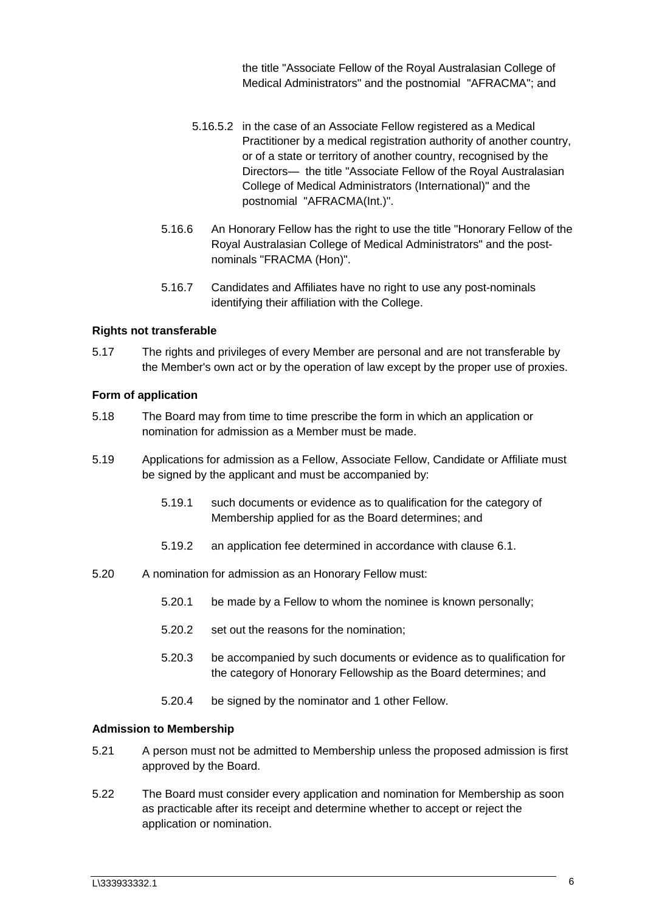the title "Associate Fellow of the Royal Australasian College of Medical Administrators" and the postnomial "AFRACMA"; and

5.16.5.2 in the case of an Associate Fellow registered as a Medical Practitioner by a medical registration authority of another country, or of a state or territory of another country, recognised by the Directors— the title "Associate Fellow of the Royal Australasian College of Medical Administrators (International)" and the postnomial "AFRACMA(Int.)".

5.16.6 An Honorary Fellow has the right to use the title "Honorary Fellow of the Royal Australasian College of Medical Administrators" and the post-nominals "FRACMA (Hon)".

5.16.7 Candidates and Affiliates have no right to use any post-nominals identifying their affiliation with the College.

**Rights not transferable**

5.17 The rights and privileges of every Member are personal and are not transferable by the Member's own act or by the operation of law except by the proper use of proxies.

**Form of application**

5.18 The Board may from time to time prescribe the form in which an application or nomination for admission as a Member must be made.

5.19 Applications for admission as a Fellow, Associate Fellow, Candidate or Affiliate must be signed by the applicant and must be accompanied by:

5.19.1 such documents or evidence as to qualification for the category of Membership applied for as the Board determines; and

5.19.2 an application fee determined in accordance with clause 6.1.

5.20 A nomination for admission as an Honorary Fellow must:

5.20.1 be made by a Fellow to whom the nominee is known personally;

5.20.2 set out the reasons for the nomination;

5.20.3 be accompanied by such documents or evidence as to qualification for the category of Honorary Fellowship as the Board determines; and

5.20.4 be signed by the nominator and 1 other Fellow.

**Admission to Membership**

5.21 A person must not be admitted to Membership unless the proposed admission is first approved by the Board.

5.22 The Board must consider every application and nomination for Membership as soon as practicable after its receipt and determine whether to accept or reject the application or nomination.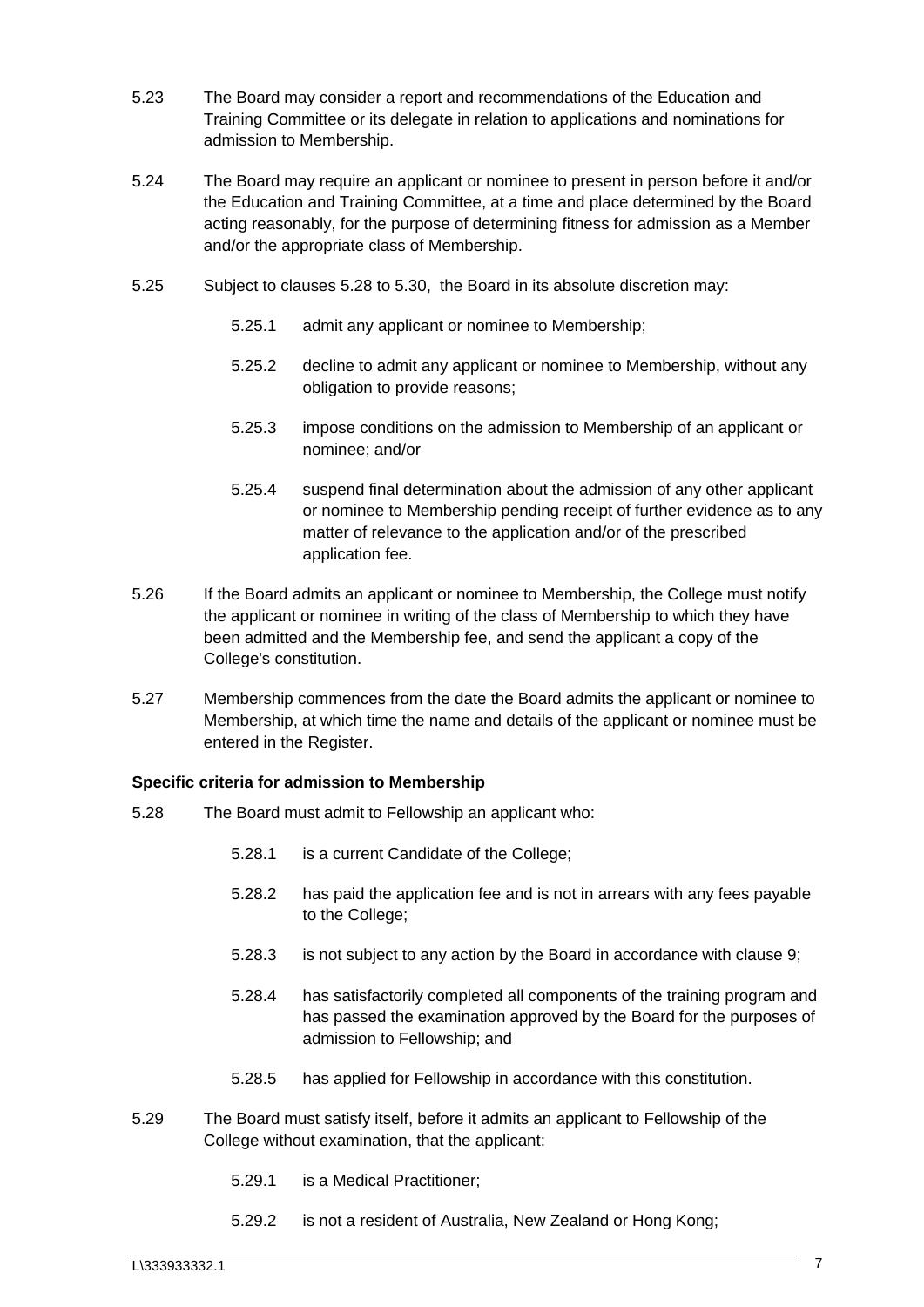5.23 The Board may consider a report and recommendations of the Education and Training Committee or its delegate in relation to applications and nominations for admission to Membership.

5.24 The Board may require an applicant or nominee to present in person before it and/or the Education and Training Committee, at a time and place determined by the Board acting reasonably, for the purpose of determining fitness for admission as a Member and/or the appropriate class of Membership.

5.25 Subject to clauses 5.28 to 5.30, the Board in its absolute discretion may:

- 5.25.1 admit any applicant or nominee to Membership;
- 5.25.2 decline to admit any applicant or nominee to Membership, without any obligation to provide reasons;
- 5.25.3 impose conditions on the admission to Membership of an applicant or nominee; and/or
- 5.25.4 suspend final determination about the admission of any other applicant or nominee to Membership pending receipt of further evidence as to any matter of relevance to the application and/or of the prescribed application fee.

5.26 If the Board admits an applicant or nominee to Membership, the College must notify the applicant or nominee in writing of the class of Membership to which they have been admitted and the Membership fee, and send the applicant a copy of the College's constitution.

5.27 Membership commences from the date the Board admits the applicant or nominee to Membership, at which time the name and details of the applicant or nominee must be entered in the Register.

**Specific criteria for admission to Membership**

5.28 The Board must admit to Fellowship an applicant who:

- 5.28.1 is a current Candidate of the College;
- 5.28.2 has paid the application fee and is not in arrears with any fees payable to the College;
- 5.28.3 is not subject to any action by the Board in accordance with clause 9;
- 5.28.4 has satisfactorily completed all components of the training program and has passed the examination approved by the Board for the purposes of admission to Fellowship; and
- 5.28.5 has applied for Fellowship in accordance with this constitution.

5.29 The Board must satisfy itself, before it admits an applicant to Fellowship of the College without examination, that the applicant:

- 5.29.1 is a Medical Practitioner;
- 5.29.2 is not a resident of Australia, New Zealand or Hong Kong;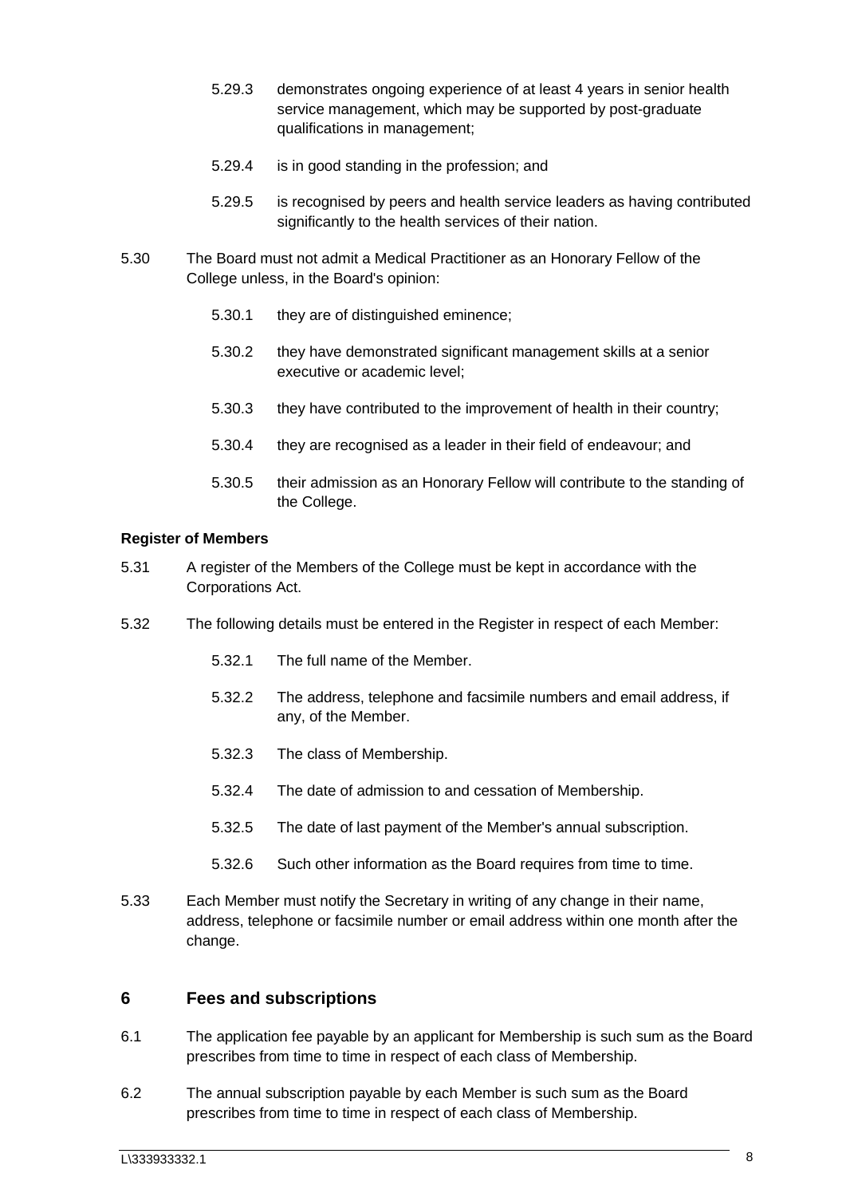5.29.3 demonstrates ongoing experience of at least 4 years in senior health service management, which may be supported by post-graduate qualifications in management;

5.29.4 is in good standing in the profession; and

5.29.5 is recognised by peers and health service leaders as having contributed significantly to the health services of their nation.

5.30 The Board must not admit a Medical Practitioner as an Honorary Fellow of the College unless, in the Board's opinion:

5.30.1 they are of distinguished eminence;

5.30.2 they have demonstrated significant management skills at a senior executive or academic level;

5.30.3 they have contributed to the improvement of health in their country;

5.30.4 they are recognised as a leader in their field of endeavour; and

5.30.5 their admission as an Honorary Fellow will contribute to the standing of the College.

**Register of Members**

5.31 A register of the Members of the College must be kept in accordance with the Corporations Act.

5.32 The following details must be entered in the Register in respect of each Member:

5.32.1 The full name of the Member.

5.32.2 The address, telephone and facsimile numbers and email address, if any, of the Member.

5.32.3 The class of Membership.

5.32.4 The date of admission to and cessation of Membership.

5.32.5 The date of last payment of the Member's annual subscription.

5.32.6 Such other information as the Board requires from time to time.

5.33 Each Member must notify the Secretary in writing of any change in their name, address, telephone or facsimile number or email address within one month after the change.

## 6 Fees and subscriptions

6.1 The application fee payable by an applicant for Membership is such sum as the Board prescribes from time to time in respect of each class of Membership.

6.2 The annual subscription payable by each Member is such sum as the Board prescribes from time to time in respect of each class of Membership.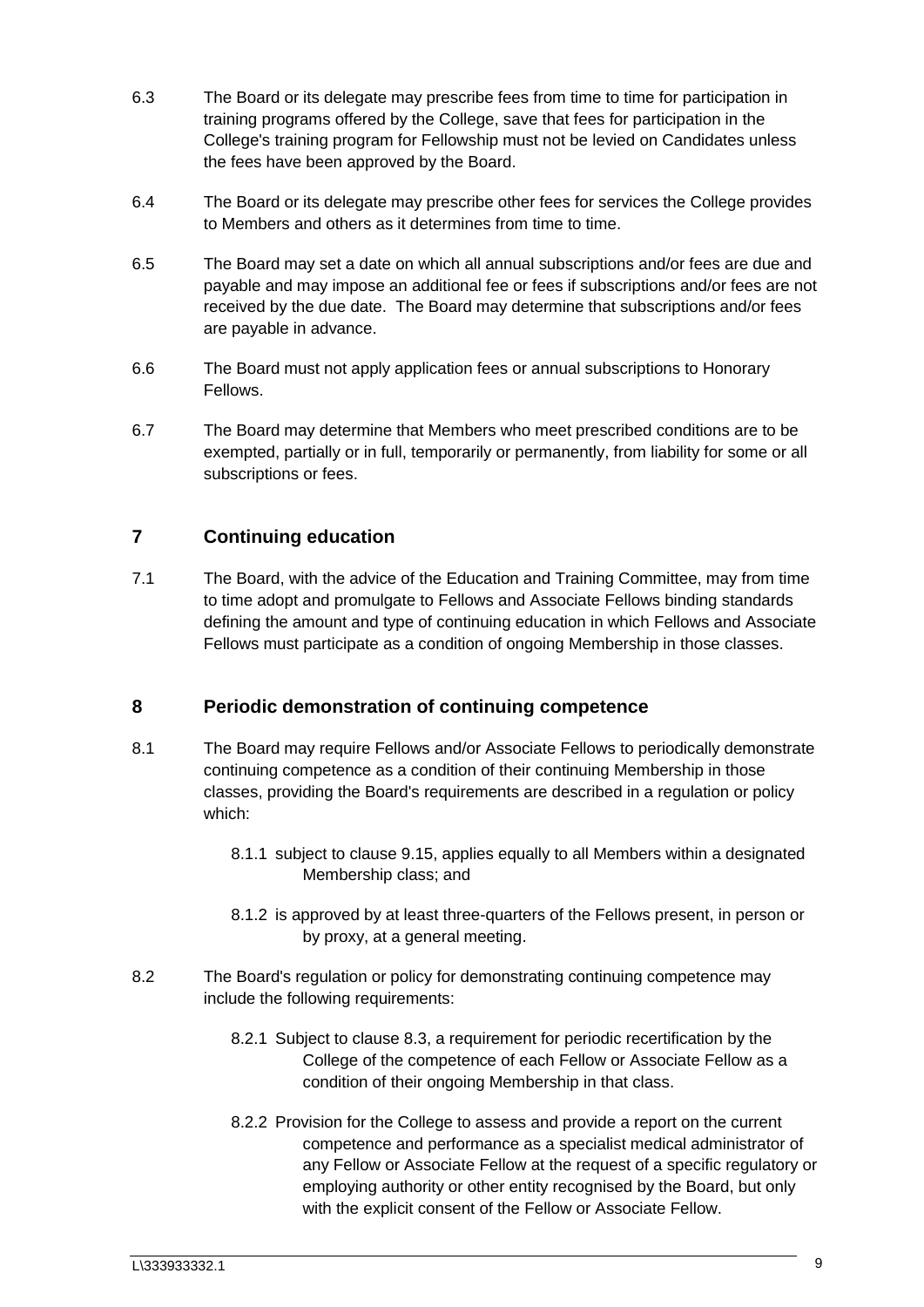6.3 The Board or its delegate may prescribe fees from time to time for participation in training programs offered by the College, save that fees for participation in the College's training program for Fellowship must not be levied on Candidates unless the fees have been approved by the Board.

6.4 The Board or its delegate may prescribe other fees for services the College provides to Members and others as it determines from time to time.

6.5 The Board may set a date on which all annual subscriptions and/or fees are due and payable and may impose an additional fee or fees if subscriptions and/or fees are not received by the due date. The Board may determine that subscriptions and/or fees are payable in advance.

6.6 The Board must not apply application fees or annual subscriptions to Honorary Fellows.

6.7 The Board may determine that Members who meet prescribed conditions are to be exempted, partially or in full, temporarily or permanently, from liability for some or all subscriptions or fees.

## 7 Continuing education

7.1 The Board, with the advice of the Education and Training Committee, may from time to time adopt and promulgate to Fellows and Associate Fellows binding standards defining the amount and type of continuing education in which Fellows and Associate Fellows must participate as a condition of ongoing Membership in those classes.

## 8 Periodic demonstration of continuing competence

8.1 The Board may require Fellows and/or Associate Fellows to periodically demonstrate continuing competence as a condition of their continuing Membership in those classes, providing the Board's requirements are described in a regulation or policy which:

8.1.1 subject to clause 9.15, applies equally to all Members within a designated Membership class; and

8.1.2 is approved by at least three-quarters of the Fellows present, in person or by proxy, at a general meeting.

8.2 The Board's regulation or policy for demonstrating continuing competence may include the following requirements:

8.2.1 Subject to clause 8.3, a requirement for periodic recertification by the College of the competence of each Fellow or Associate Fellow as a condition of their ongoing Membership in that class.

8.2.2 Provision for the College to assess and provide a report on the current competence and performance as a specialist medical administrator of any Fellow or Associate Fellow at the request of a specific regulatory or employing authority or other entity recognised by the Board, but only with the explicit consent of the Fellow or Associate Fellow.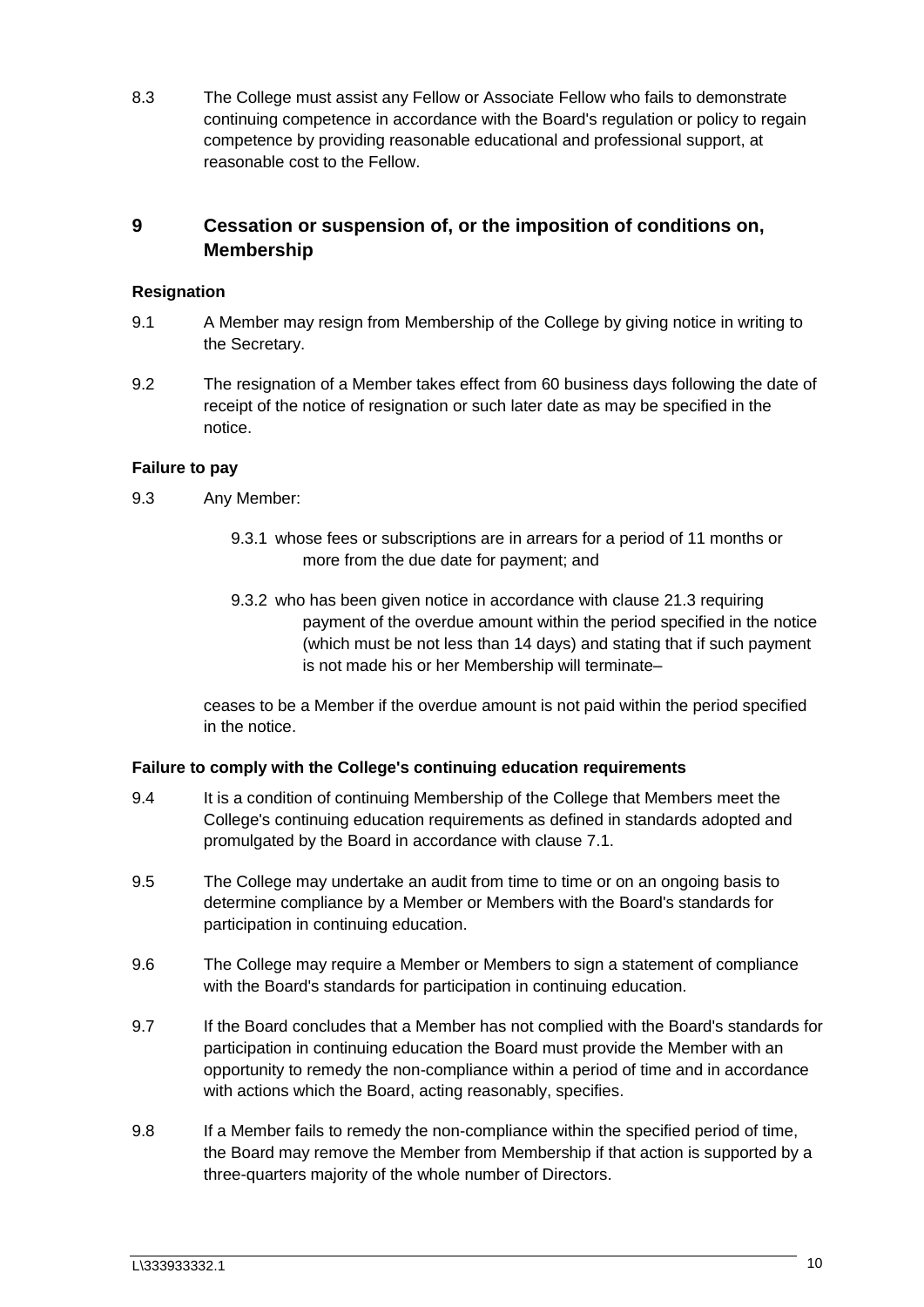8.3 The College must assist any Fellow or Associate Fellow who fails to demonstrate continuing competence in accordance with the Board's regulation or policy to regain competence by providing reasonable educational and professional support, at reasonable cost to the Fellow.

## 9 Cessation or suspension of, or the imposition of conditions on, Membership

### Resignation

9.1 A Member may resign from Membership of the College by giving notice in writing to the Secretary.

9.2 The resignation of a Member takes effect from 60 business days following the date of receipt of the notice of resignation or such later date as may be specified in the notice.

### Failure to pay

9.3 Any Member:

9.3.1 whose fees or subscriptions are in arrears for a period of 11 months or more from the due date for payment; and

9.3.2 who has been given notice in accordance with clause 21.3 requiring payment of the overdue amount within the period specified in the notice (which must be not less than 14 days) and stating that if such payment is not made his or her Membership will terminate–

ceases to be a Member if the overdue amount is not paid within the period specified in the notice.

### Failure to comply with the College's continuing education requirements

9.4 It is a condition of continuing Membership of the College that Members meet the College's continuing education requirements as defined in standards adopted and promulgated by the Board in accordance with clause 7.1.

9.5 The College may undertake an audit from time to time or on an ongoing basis to determine compliance by a Member or Members with the Board's standards for participation in continuing education.

9.6 The College may require a Member or Members to sign a statement of compliance with the Board's standards for participation in continuing education.

9.7 If the Board concludes that a Member has not complied with the Board's standards for participation in continuing education the Board must provide the Member with an opportunity to remedy the non-compliance within a period of time and in accordance with actions which the Board, acting reasonably, specifies.

9.8 If a Member fails to remedy the non-compliance within the specified period of time, the Board may remove the Member from Membership if that action is supported by a three-quarters majority of the whole number of Directors.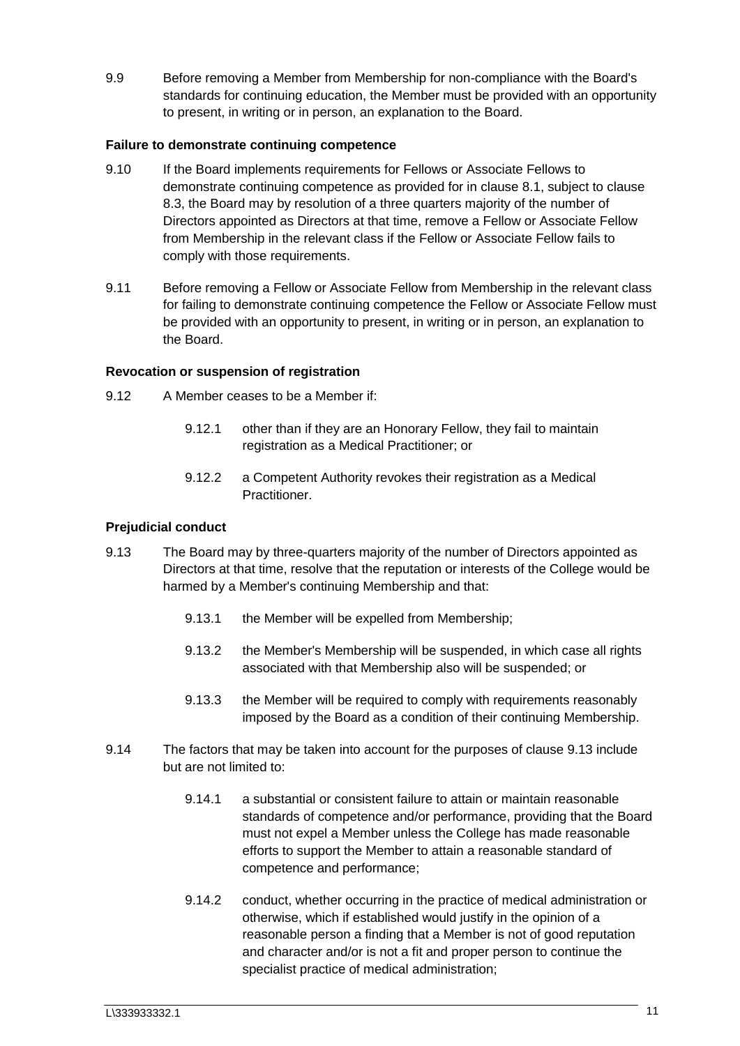9.9 Before removing a Member from Membership for non-compliance with the Board's standards for continuing education, the Member must be provided with an opportunity to present, in writing or in person, an explanation to the Board.

**Failure to demonstrate continuing competence**

9.10 If the Board implements requirements for Fellows or Associate Fellows to demonstrate continuing competence as provided for in clause 8.1, subject to clause 8.3, the Board may by resolution of a three quarters majority of the number of Directors appointed as Directors at that time, remove a Fellow or Associate Fellow from Membership in the relevant class if the Fellow or Associate Fellow fails to comply with those requirements.

9.11 Before removing a Fellow or Associate Fellow from Membership in the relevant class for failing to demonstrate continuing competence the Fellow or Associate Fellow must be provided with an opportunity to present, in writing or in person, an explanation to the Board.

**Revocation or suspension of registration**

9.12 A Member ceases to be a Member if:

9.12.1 other than if they are an Honorary Fellow, they fail to maintain registration as a Medical Practitioner; or

9.12.2 a Competent Authority revokes their registration as a Medical Practitioner.

**Prejudicial conduct**

9.13 The Board may by three-quarters majority of the number of Directors appointed as Directors at that time, resolve that the reputation or interests of the College would be harmed by a Member's continuing Membership and that:

9.13.1 the Member will be expelled from Membership;

9.13.2 the Member's Membership will be suspended, in which case all rights associated with that Membership also will be suspended; or

9.13.3 the Member will be required to comply with requirements reasonably imposed by the Board as a condition of their continuing Membership.

9.14 The factors that may be taken into account for the purposes of clause 9.13 include but are not limited to:

9.14.1 a substantial or consistent failure to attain or maintain reasonable standards of competence and/or performance, providing that the Board must not expel a Member unless the College has made reasonable efforts to support the Member to attain a reasonable standard of competence and performance;

9.14.2 conduct, whether occurring in the practice of medical administration or otherwise, which if established would justify in the opinion of a reasonable person a finding that a Member is not of good reputation and character and/or is not a fit and proper person to continue the specialist practice of medical administration;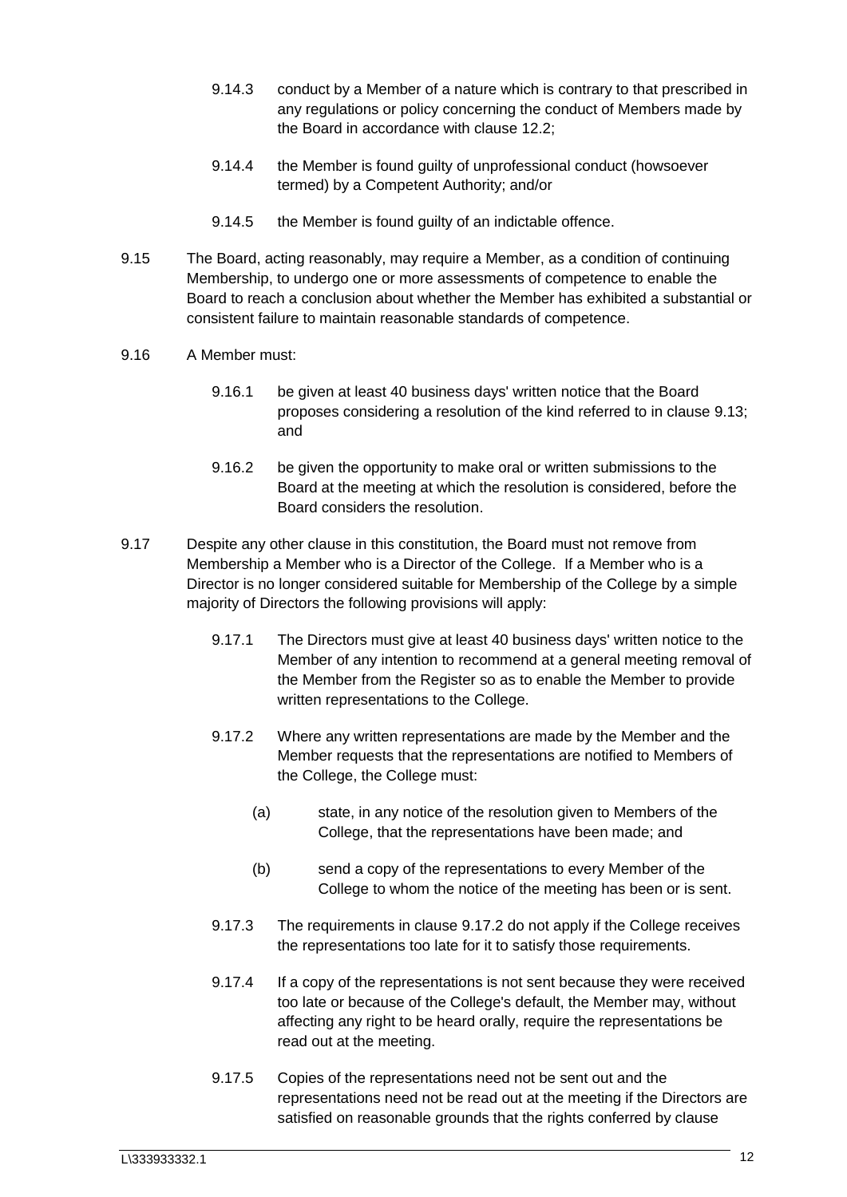9.14.3 conduct by a Member of a nature which is contrary to that prescribed in any regulations or policy concerning the conduct of Members made by the Board in accordance with clause 12.2;

9.14.4 the Member is found guilty of unprofessional conduct (howsoever termed) by a Competent Authority; and/or

9.14.5 the Member is found guilty of an indictable offence.

9.15 The Board, acting reasonably, may require a Member, as a condition of continuing Membership, to undergo one or more assessments of competence to enable the Board to reach a conclusion about whether the Member has exhibited a substantial or consistent failure to maintain reasonable standards of competence.

9.16 A Member must:

9.16.1 be given at least 40 business days' written notice that the Board proposes considering a resolution of the kind referred to in clause 9.13; and

9.16.2 be given the opportunity to make oral or written submissions to the Board at the meeting at which the resolution is considered, before the Board considers the resolution.

9.17 Despite any other clause in this constitution, the Board must not remove from Membership a Member who is a Director of the College. If a Member who is a Director is no longer considered suitable for Membership of the College by a simple majority of Directors the following provisions will apply:

9.17.1 The Directors must give at least 40 business days' written notice to the Member of any intention to recommend at a general meeting removal of the Member from the Register so as to enable the Member to provide written representations to the College.

9.17.2 Where any written representations are made by the Member and the Member requests that the representations are notified to Members of the College, the College must:

(a) state, in any notice of the resolution given to Members of the College, that the representations have been made; and

(b) send a copy of the representations to every Member of the College to whom the notice of the meeting has been or is sent.

9.17.3 The requirements in clause 9.17.2 do not apply if the College receives the representations too late for it to satisfy those requirements.

9.17.4 If a copy of the representations is not sent because they were received too late or because of the College's default, the Member may, without affecting any right to be heard orally, require the representations be read out at the meeting.

9.17.5 Copies of the representations need not be sent out and the representations need not be read out at the meeting if the Directors are satisfied on reasonable grounds that the rights conferred by clause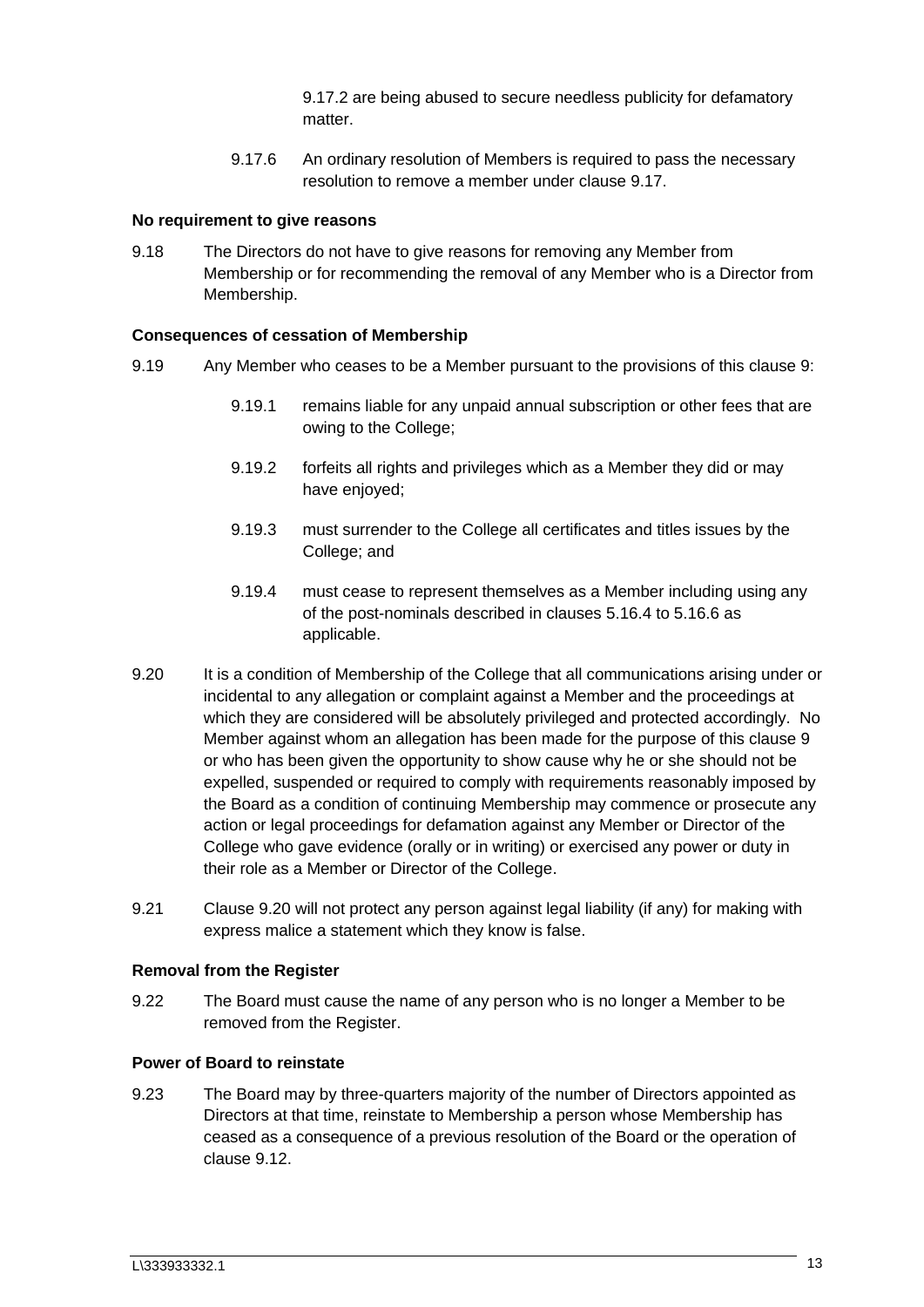9.17.2 are being abused to secure needless publicity for defamatory matter.

9.17.6 An ordinary resolution of Members is required to pass the necessary resolution to remove a member under clause 9.17.

**No requirement to give reasons**

9.18 The Directors do not have to give reasons for removing any Member from Membership or for recommending the removal of any Member who is a Director from Membership.

**Consequences of cessation of Membership**

9.19 Any Member who ceases to be a Member pursuant to the provisions of this clause 9:

9.19.1 remains liable for any unpaid annual subscription or other fees that are owing to the College;

9.19.2 forfeits all rights and privileges which as a Member they did or may have enjoyed;

9.19.3 must surrender to the College all certificates and titles issues by the College; and

9.19.4 must cease to represent themselves as a Member including using any of the post-nominals described in clauses 5.16.4 to 5.16.6 as applicable.

9.20 It is a condition of Membership of the College that all communications arising under or incidental to any allegation or complaint against a Member and the proceedings at which they are considered will be absolutely privileged and protected accordingly. No Member against whom an allegation has been made for the purpose of this clause 9 or who has been given the opportunity to show cause why he or she should not be expelled, suspended or required to comply with requirements reasonably imposed by the Board as a condition of continuing Membership may commence or prosecute any action or legal proceedings for defamation against any Member or Director of the College who gave evidence (orally or in writing) or exercised any power or duty in their role as a Member or Director of the College.

9.21 Clause 9.20 will not protect any person against legal liability (if any) for making with express malice a statement which they know is false.

**Removal from the Register**

9.22 The Board must cause the name of any person who is no longer a Member to be removed from the Register.

**Power of Board to reinstate**

9.23 The Board may by three-quarters majority of the number of Directors appointed as Directors at that time, reinstate to Membership a person whose Membership has ceased as a consequence of a previous resolution of the Board or the operation of clause 9.12.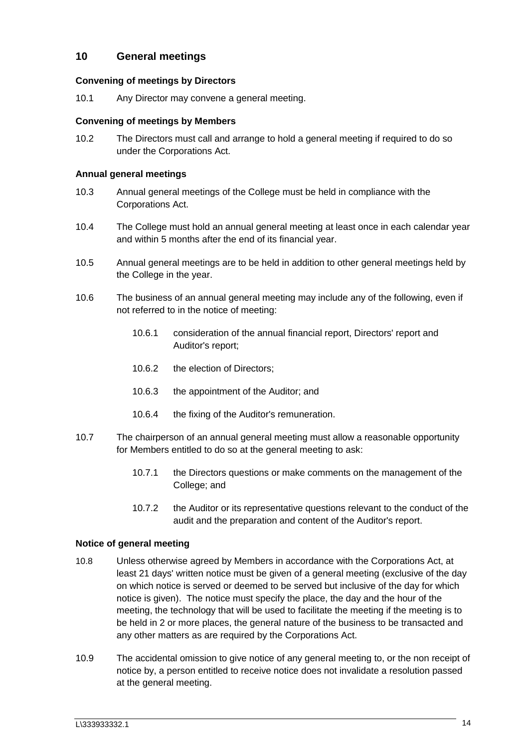## 10 General meetings

### Convening of meetings by Directors

10.1 Any Director may convene a general meeting.

### Convening of meetings by Members

10.2 The Directors must call and arrange to hold a general meeting if required to do so under the Corporations Act.

### Annual general meetings

10.3 Annual general meetings of the College must be held in compliance with the Corporations Act.

10.4 The College must hold an annual general meeting at least once in each calendar year and within 5 months after the end of its financial year.

10.5 Annual general meetings are to be held in addition to other general meetings held by the College in the year.

10.6 The business of an annual general meeting may include any of the following, even if not referred to in the notice of meeting:

- 10.6.1 consideration of the annual financial report, Directors' report and Auditor's report;
- 10.6.2 the election of Directors;
- 10.6.3 the appointment of the Auditor; and
- 10.6.4 the fixing of the Auditor's remuneration.

10.7 The chairperson of an annual general meeting must allow a reasonable opportunity for Members entitled to do so at the general meeting to ask:

- 10.7.1 the Directors questions or make comments on the management of the College; and
- 10.7.2 the Auditor or its representative questions relevant to the conduct of the audit and the preparation and content of the Auditor's report.

### Notice of general meeting

10.8 Unless otherwise agreed by Members in accordance with the Corporations Act, at least 21 days' written notice must be given of a general meeting (exclusive of the day on which notice is served or deemed to be served but inclusive of the day for which notice is given). The notice must specify the place, the day and the hour of the meeting, the technology that will be used to facilitate the meeting if the meeting is to be held in 2 or more places, the general nature of the business to be transacted and any other matters as are required by the Corporations Act.

10.9 The accidental omission to give notice of any general meeting to, or the non receipt of notice by, a person entitled to receive notice does not invalidate a resolution passed at the general meeting.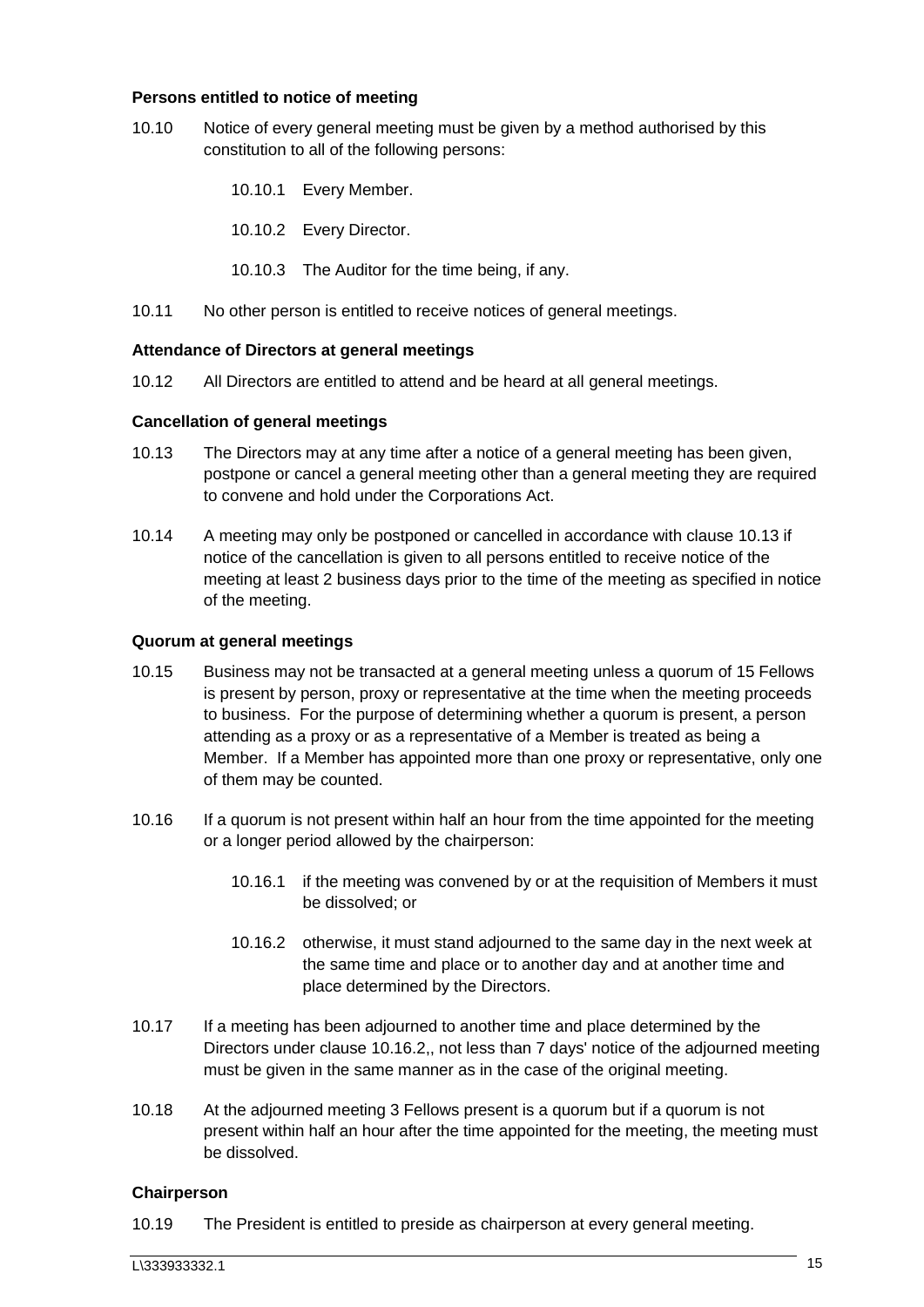**Persons entitled to notice of meeting**

10.10 Notice of every general meeting must be given by a method authorised by this constitution to all of the following persons:

10.10.1 Every Member.

10.10.2 Every Director.

10.10.3 The Auditor for the time being, if any.

10.11 No other person is entitled to receive notices of general meetings.

**Attendance of Directors at general meetings**

10.12 All Directors are entitled to attend and be heard at all general meetings.

**Cancellation of general meetings**

10.13 The Directors may at any time after a notice of a general meeting has been given, postpone or cancel a general meeting other than a general meeting they are required to convene and hold under the Corporations Act.

10.14 A meeting may only be postponed or cancelled in accordance with clause 10.13 if notice of the cancellation is given to all persons entitled to receive notice of the meeting at least 2 business days prior to the time of the meeting as specified in notice of the meeting.

**Quorum at general meetings**

10.15 Business may not be transacted at a general meeting unless a quorum of 15 Fellows is present by person, proxy or representative at the time when the meeting proceeds to business. For the purpose of determining whether a quorum is present, a person attending as a proxy or as a representative of a Member is treated as being a Member. If a Member has appointed more than one proxy or representative, only one of them may be counted.

10.16 If a quorum is not present within half an hour from the time appointed for the meeting or a longer period allowed by the chairperson:

10.16.1 if the meeting was convened by or at the requisition of Members it must be dissolved; or

10.16.2 otherwise, it must stand adjourned to the same day in the next week at the same time and place or to another day and at another time and place determined by the Directors.

10.17 If a meeting has been adjourned to another time and place determined by the Directors under clause 10.16.2,, not less than 7 days' notice of the adjourned meeting must be given in the same manner as in the case of the original meeting.

10.18 At the adjourned meeting 3 Fellows present is a quorum but if a quorum is not present within half an hour after the time appointed for the meeting, the meeting must be dissolved.

**Chairperson**

10.19 The President is entitled to preside as chairperson at every general meeting.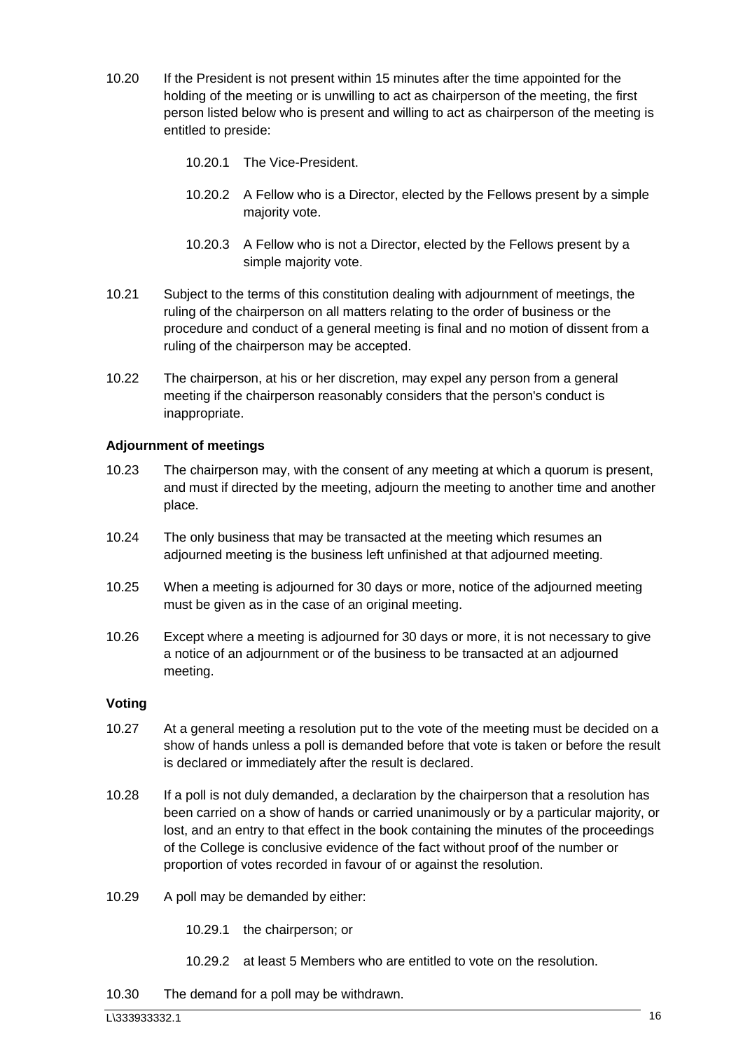10.20 If the President is not present within 15 minutes after the time appointed for the holding of the meeting or is unwilling to act as chairperson of the meeting, the first person listed below who is present and willing to act as chairperson of the meeting is entitled to preside:

10.20.1 The Vice-President.

10.20.2 A Fellow who is a Director, elected by the Fellows present by a simple majority vote.

10.20.3 A Fellow who is not a Director, elected by the Fellows present by a simple majority vote.

10.21 Subject to the terms of this constitution dealing with adjournment of meetings, the ruling of the chairperson on all matters relating to the order of business or the procedure and conduct of a general meeting is final and no motion of dissent from a ruling of the chairperson may be accepted.

10.22 The chairperson, at his or her discretion, may expel any person from a general meeting if the chairperson reasonably considers that the person's conduct is inappropriate.

**Adjournment of meetings**

10.23 The chairperson may, with the consent of any meeting at which a quorum is present, and must if directed by the meeting, adjourn the meeting to another time and another place.

10.24 The only business that may be transacted at the meeting which resumes an adjourned meeting is the business left unfinished at that adjourned meeting.

10.25 When a meeting is adjourned for 30 days or more, notice of the adjourned meeting must be given as in the case of an original meeting.

10.26 Except where a meeting is adjourned for 30 days or more, it is not necessary to give a notice of an adjournment or of the business to be transacted at an adjourned meeting.

**Voting**

10.27 At a general meeting a resolution put to the vote of the meeting must be decided on a show of hands unless a poll is demanded before that vote is taken or before the result is declared or immediately after the result is declared.

10.28 If a poll is not duly demanded, a declaration by the chairperson that a resolution has been carried on a show of hands or carried unanimously or by a particular majority, or lost, and an entry to that effect in the book containing the minutes of the proceedings of the College is conclusive evidence of the fact without proof of the number or proportion of votes recorded in favour of or against the resolution.

10.29 A poll may be demanded by either:

10.29.1 the chairperson; or

10.29.2 at least 5 Members who are entitled to vote on the resolution.

10.30 The demand for a poll may be withdrawn.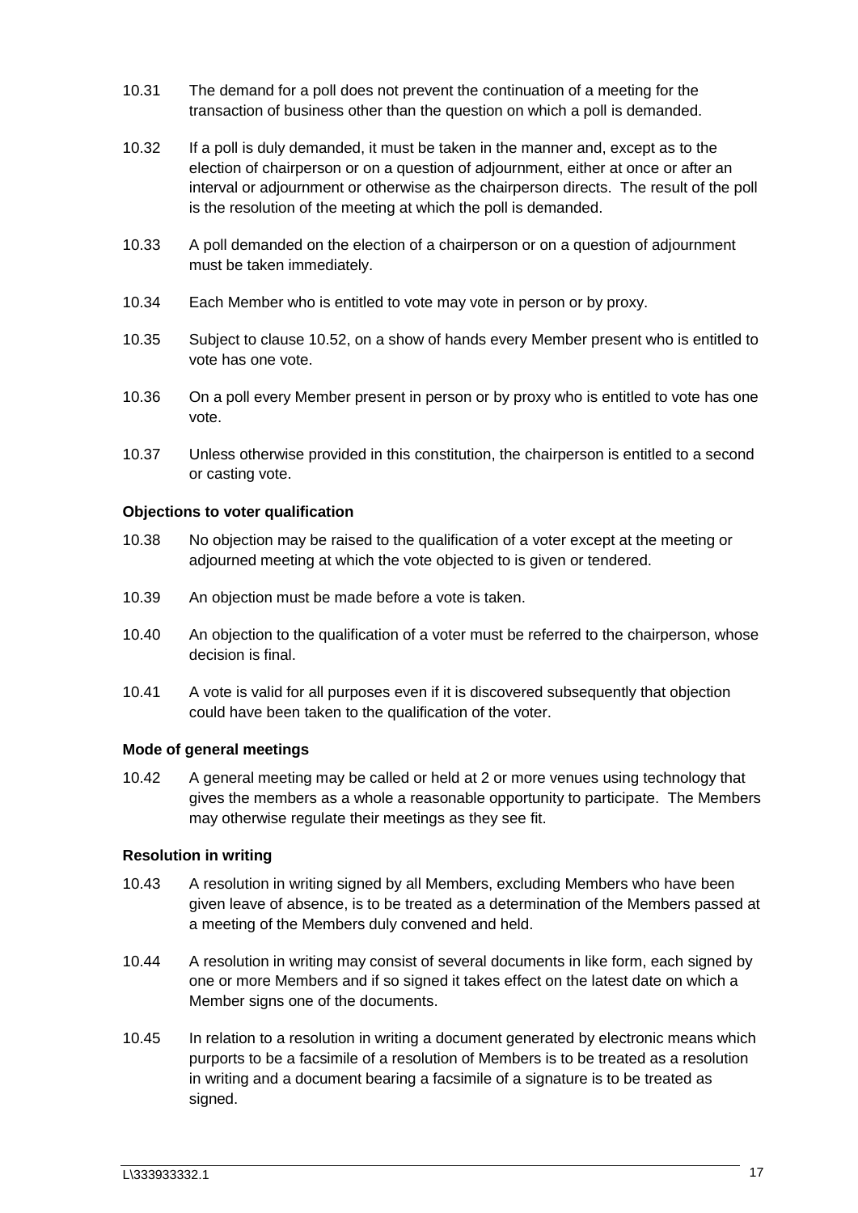10.31 The demand for a poll does not prevent the continuation of a meeting for the transaction of business other than the question on which a poll is demanded.

10.32 If a poll is duly demanded, it must be taken in the manner and, except as to the election of chairperson or on a question of adjournment, either at once or after an interval or adjournment or otherwise as the chairperson directs. The result of the poll is the resolution of the meeting at which the poll is demanded.

10.33 A poll demanded on the election of a chairperson or on a question of adjournment must be taken immediately.

10.34 Each Member who is entitled to vote may vote in person or by proxy.

10.35 Subject to clause 10.52, on a show of hands every Member present who is entitled to vote has one vote.

10.36 On a poll every Member present in person or by proxy who is entitled to vote has one vote.

10.37 Unless otherwise provided in this constitution, the chairperson is entitled to a second or casting vote.

**Objections to voter qualification**

10.38 No objection may be raised to the qualification of a voter except at the meeting or adjourned meeting at which the vote objected to is given or tendered.

10.39 An objection must be made before a vote is taken.

10.40 An objection to the qualification of a voter must be referred to the chairperson, whose decision is final.

10.41 A vote is valid for all purposes even if it is discovered subsequently that objection could have been taken to the qualification of the voter.

**Mode of general meetings**

10.42 A general meeting may be called or held at 2 or more venues using technology that gives the members as a whole a reasonable opportunity to participate. The Members may otherwise regulate their meetings as they see fit.

**Resolution in writing**

10.43 A resolution in writing signed by all Members, excluding Members who have been given leave of absence, is to be treated as a determination of the Members passed at a meeting of the Members duly convened and held.

10.44 A resolution in writing may consist of several documents in like form, each signed by one or more Members and if so signed it takes effect on the latest date on which a Member signs one of the documents.

10.45 In relation to a resolution in writing a document generated by electronic means which purports to be a facsimile of a resolution of Members is to be treated as a resolution in writing and a document bearing a facsimile of a signature is to be treated as signed.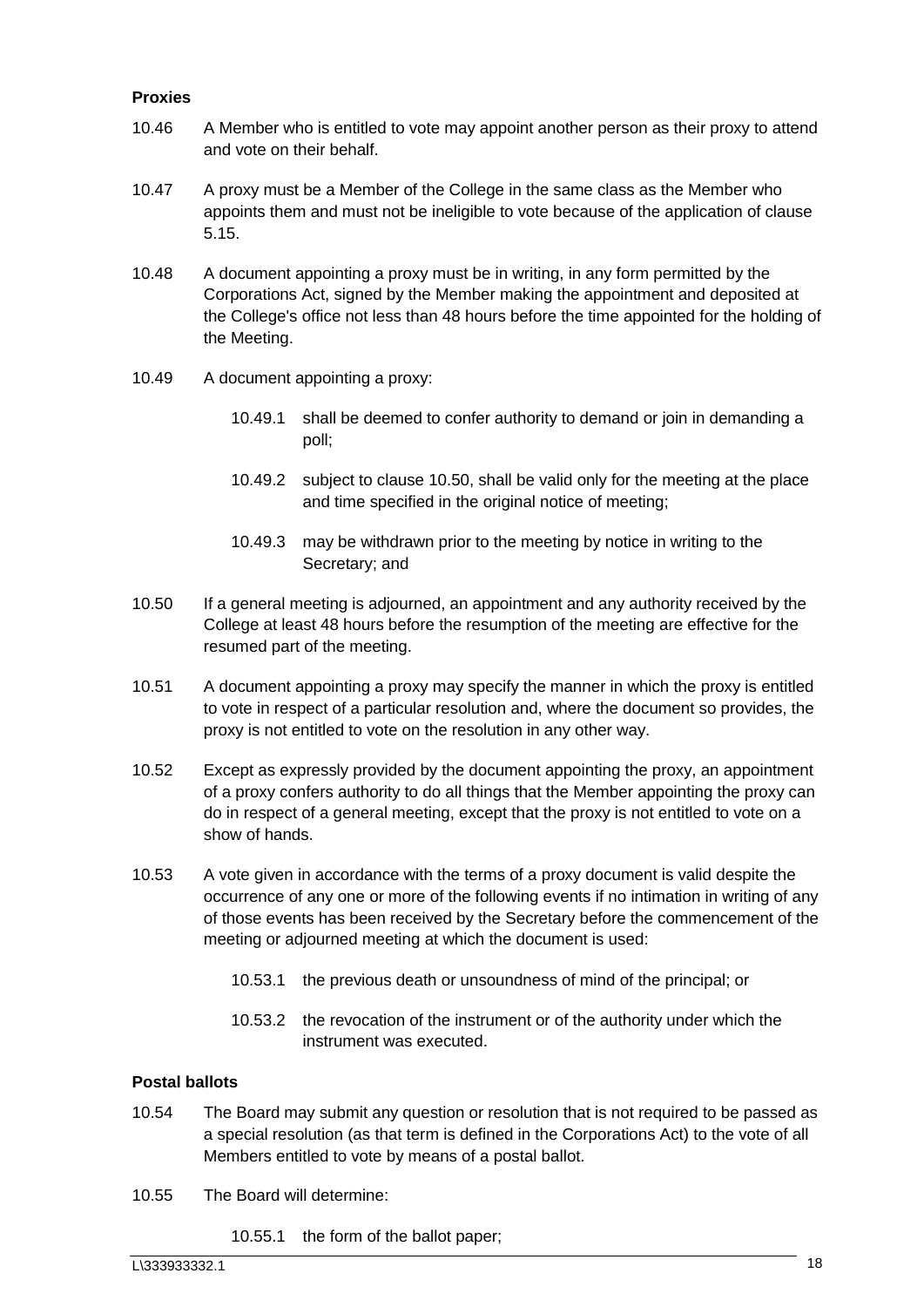**Proxies**

10.46 A Member who is entitled to vote may appoint another person as their proxy to attend and vote on their behalf.

10.47 A proxy must be a Member of the College in the same class as the Member who appoints them and must not be ineligible to vote because of the application of clause 5.15.

10.48 A document appointing a proxy must be in writing, in any form permitted by the Corporations Act, signed by the Member making the appointment and deposited at the College's office not less than 48 hours before the time appointed for the holding of the Meeting.

10.49 A document appointing a proxy:

10.49.1 shall be deemed to confer authority to demand or join in demanding a poll;

10.49.2 subject to clause 10.50, shall be valid only for the meeting at the place and time specified in the original notice of meeting;

10.49.3 may be withdrawn prior to the meeting by notice in writing to the Secretary; and

10.50 If a general meeting is adjourned, an appointment and any authority received by the College at least 48 hours before the resumption of the meeting are effective for the resumed part of the meeting.

10.51 A document appointing a proxy may specify the manner in which the proxy is entitled to vote in respect of a particular resolution and, where the document so provides, the proxy is not entitled to vote on the resolution in any other way.

10.52 Except as expressly provided by the document appointing the proxy, an appointment of a proxy confers authority to do all things that the Member appointing the proxy can do in respect of a general meeting, except that the proxy is not entitled to vote on a show of hands.

10.53 A vote given in accordance with the terms of a proxy document is valid despite the occurrence of any one or more of the following events if no intimation in writing of any of those events has been received by the Secretary before the commencement of the meeting or adjourned meeting at which the document is used:

10.53.1 the previous death or unsoundness of mind of the principal; or

10.53.2 the revocation of the instrument or of the authority under which the instrument was executed.

**Postal ballots**

10.54 The Board may submit any question or resolution that is not required to be passed as a special resolution (as that term is defined in the Corporations Act) to the vote of all Members entitled to vote by means of a postal ballot.

10.55 The Board will determine:

10.55.1 the form of the ballot paper;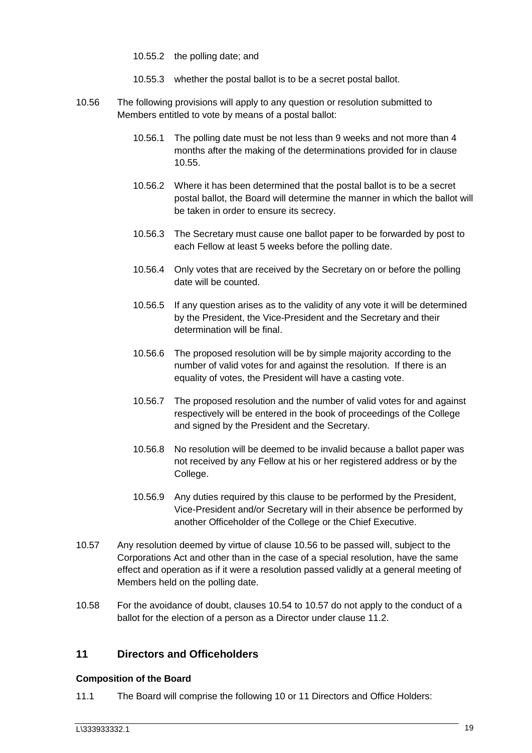10.55.2 the polling date; and

10.55.3 whether the postal ballot is to be a secret postal ballot.

10.56 The following provisions will apply to any question or resolution submitted to Members entitled to vote by means of a postal ballot:

10.56.1 The polling date must be not less than 9 weeks and not more than 4 months after the making of the determinations provided for in clause 10.55.

10.56.2 Where it has been determined that the postal ballot is to be a secret postal ballot, the Board will determine the manner in which the ballot will be taken in order to ensure its secrecy.

10.56.3 The Secretary must cause one ballot paper to be forwarded by post to each Fellow at least 5 weeks before the polling date.

10.56.4 Only votes that are received by the Secretary on or before the polling date will be counted.

10.56.5 If any question arises as to the validity of any vote it will be determined by the President, the Vice-President and the Secretary and their determination will be final.

10.56.6 The proposed resolution will be by simple majority according to the number of valid votes for and against the resolution. If there is an equality of votes, the President will have a casting vote.

10.56.7 The proposed resolution and the number of valid votes for and against respectively will be entered in the book of proceedings of the College and signed by the President and the Secretary.

10.56.8 No resolution will be deemed to be invalid because a ballot paper was not received by any Fellow at his or her registered address or by the College.

10.56.9 Any duties required by this clause to be performed by the President, Vice-President and/or Secretary will in their absence be performed by another Officeholder of the College or the Chief Executive.

10.57 Any resolution deemed by virtue of clause 10.56 to be passed will, subject to the Corporations Act and other than in the case of a special resolution, have the same effect and operation as if it were a resolution passed validly at a general meeting of Members held on the polling date.

10.58 For the avoidance of doubt, clauses 10.54 to 10.57 do not apply to the conduct of a ballot for the election of a person as a Director under clause 11.2.

## 11 Directors and Officeholders

### Composition of the Board

11.1 The Board will comprise the following 10 or 11 Directors and Office Holders: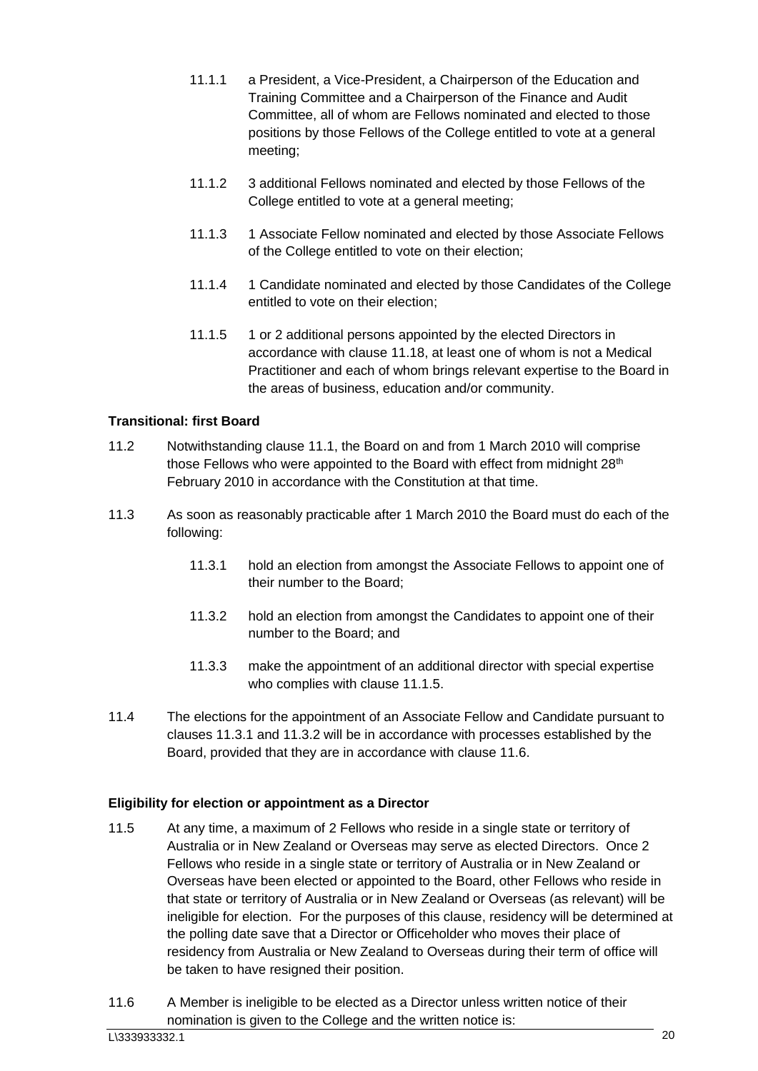11.1.1 a President, a Vice-President, a Chairperson of the Education and Training Committee and a Chairperson of the Finance and Audit Committee, all of whom are Fellows nominated and elected to those positions by those Fellows of the College entitled to vote at a general meeting;

11.1.2 3 additional Fellows nominated and elected by those Fellows of the College entitled to vote at a general meeting;

11.1.3 1 Associate Fellow nominated and elected by those Associate Fellows of the College entitled to vote on their election;

11.1.4 1 Candidate nominated and elected by those Candidates of the College entitled to vote on their election;

11.1.5 1 or 2 additional persons appointed by the elected Directors in accordance with clause 11.18, at least one of whom is not a Medical Practitioner and each of whom brings relevant expertise to the Board in the areas of business, education and/or community.

**Transitional: first Board**

11.2 Notwithstanding clause 11.1, the Board on and from 1 March 2010 will comprise those Fellows who were appointed to the Board with effect from midnight 28th February 2010 in accordance with the Constitution at that time.

11.3 As soon as reasonably practicable after 1 March 2010 the Board must do each of the following:

11.3.1 hold an election from amongst the Associate Fellows to appoint one of their number to the Board;

11.3.2 hold an election from amongst the Candidates to appoint one of their number to the Board; and

11.3.3 make the appointment of an additional director with special expertise who complies with clause 11.1.5.

11.4 The elections for the appointment of an Associate Fellow and Candidate pursuant to clauses 11.3.1 and 11.3.2 will be in accordance with processes established by the Board, provided that they are in accordance with clause 11.6.

**Eligibility for election or appointment as a Director**

11.5 At any time, a maximum of 2 Fellows who reside in a single state or territory of Australia or in New Zealand or Overseas may serve as elected Directors. Once 2 Fellows who reside in a single state or territory of Australia or in New Zealand or Overseas have been elected or appointed to the Board, other Fellows who reside in that state or territory of Australia or in New Zealand or Overseas (as relevant) will be ineligible for election. For the purposes of this clause, residency will be determined at the polling date save that a Director or Officeholder who moves their place of residency from Australia or New Zealand to Overseas during their term of office will be taken to have resigned their position.

11.6 A Member is ineligible to be elected as a Director unless written notice of their nomination is given to the College and the written notice is: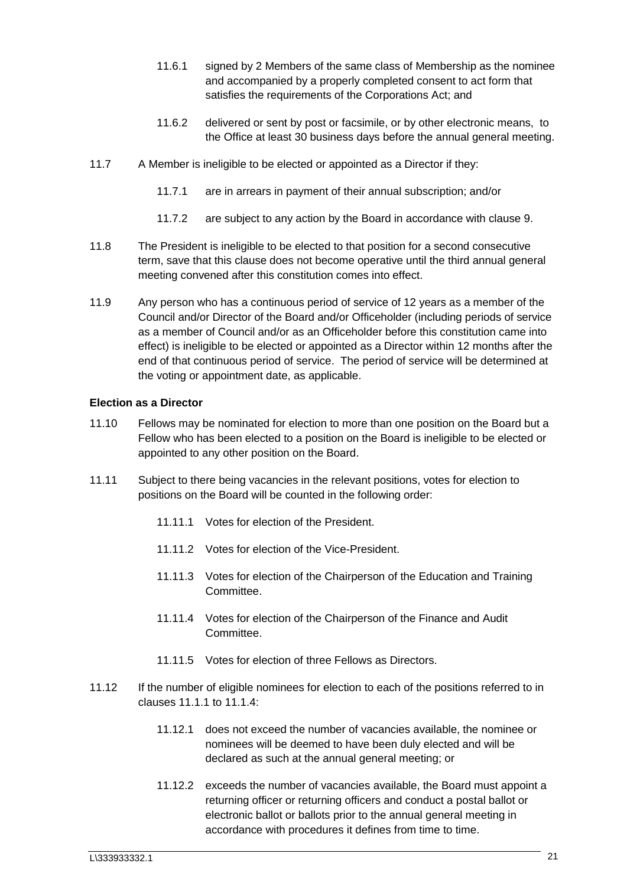11.6.1 signed by 2 Members of the same class of Membership as the nominee and accompanied by a properly completed consent to act form that satisfies the requirements of the Corporations Act; and

11.6.2 delivered or sent by post or facsimile, or by other electronic means, to the Office at least 30 business days before the annual general meeting.

11.7 A Member is ineligible to be elected or appointed as a Director if they:

11.7.1 are in arrears in payment of their annual subscription; and/or

11.7.2 are subject to any action by the Board in accordance with clause 9.

11.8 The President is ineligible to be elected to that position for a second consecutive term, save that this clause does not become operative until the third annual general meeting convened after this constitution comes into effect.

11.9 Any person who has a continuous period of service of 12 years as a member of the Council and/or Director of the Board and/or Officeholder (including periods of service as a member of Council and/or as an Officeholder before this constitution came into effect) is ineligible to be elected or appointed as a Director within 12 months after the end of that continuous period of service. The period of service will be determined at the voting or appointment date, as applicable.

**Election as a Director**

11.10 Fellows may be nominated for election to more than one position on the Board but a Fellow who has been elected to a position on the Board is ineligible to be elected or appointed to any other position on the Board.

11.11 Subject to there being vacancies in the relevant positions, votes for election to positions on the Board will be counted in the following order:

11.11.1 Votes for election of the President.

11.11.2 Votes for election of the Vice-President.

11.11.3 Votes for election of the Chairperson of the Education and Training Committee.

11.11.4 Votes for election of the Chairperson of the Finance and Audit Committee.

11.11.5 Votes for election of three Fellows as Directors.

11.12 If the number of eligible nominees for election to each of the positions referred to in clauses 11.1.1 to 11.1.4:

11.12.1 does not exceed the number of vacancies available, the nominee or nominees will be deemed to have been duly elected and will be declared as such at the annual general meeting; or

11.12.2 exceeds the number of vacancies available, the Board must appoint a returning officer or returning officers and conduct a postal ballot or electronic ballot or ballots prior to the annual general meeting in accordance with procedures it defines from time to time.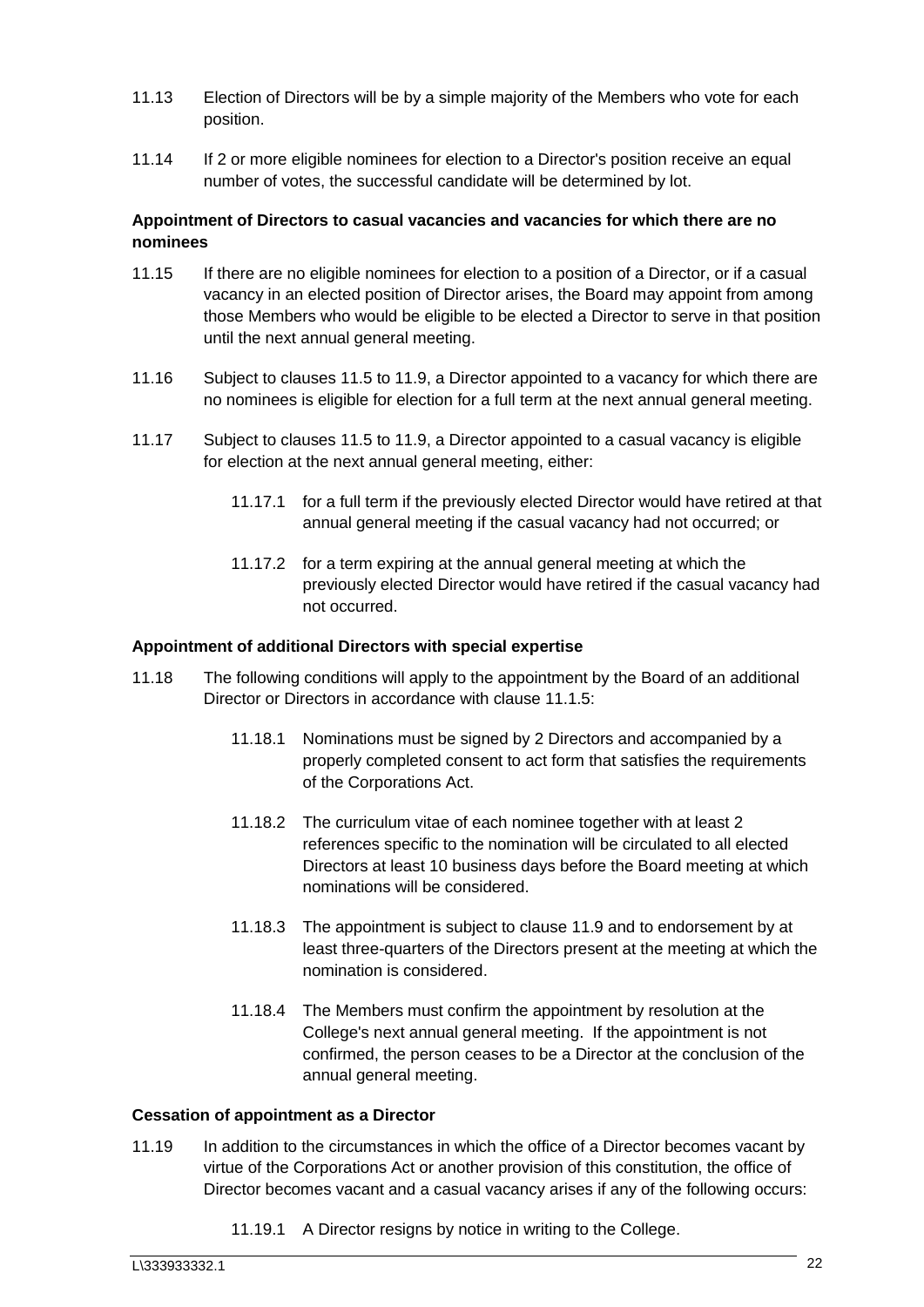11.13 Election of Directors will be by a simple majority of the Members who vote for each position.

11.14 If 2 or more eligible nominees for election to a Director's position receive an equal number of votes, the successful candidate will be determined by lot.

**Appointment of Directors to casual vacancies and vacancies for which there are no nominees**

11.15 If there are no eligible nominees for election to a position of a Director, or if a casual vacancy in an elected position of Director arises, the Board may appoint from among those Members who would be eligible to be elected a Director to serve in that position until the next annual general meeting.

11.16 Subject to clauses 11.5 to 11.9, a Director appointed to a vacancy for which there are no nominees is eligible for election for a full term at the next annual general meeting.

11.17 Subject to clauses 11.5 to 11.9, a Director appointed to a casual vacancy is eligible for election at the next annual general meeting, either:

- 11.17.1 for a full term if the previously elected Director would have retired at that annual general meeting if the casual vacancy had not occurred; or
- 11.17.2 for a term expiring at the annual general meeting at which the previously elected Director would have retired if the casual vacancy had not occurred.

**Appointment of additional Directors with special expertise**

11.18 The following conditions will apply to the appointment by the Board of an additional Director or Directors in accordance with clause 11.1.5:

- 11.18.1 Nominations must be signed by 2 Directors and accompanied by a properly completed consent to act form that satisfies the requirements of the Corporations Act.
- 11.18.2 The curriculum vitae of each nominee together with at least 2 references specific to the nomination will be circulated to all elected Directors at least 10 business days before the Board meeting at which nominations will be considered.
- 11.18.3 The appointment is subject to clause 11.9 and to endorsement by at least three-quarters of the Directors present at the meeting at which the nomination is considered.
- 11.18.4 The Members must confirm the appointment by resolution at the College's next annual general meeting. If the appointment is not confirmed, the person ceases to be a Director at the conclusion of the annual general meeting.

**Cessation of appointment as a Director**

11.19 In addition to the circumstances in which the office of a Director becomes vacant by virtue of the Corporations Act or another provision of this constitution, the office of Director becomes vacant and a casual vacancy arises if any of the following occurs:

- 11.19.1 A Director resigns by notice in writing to the College.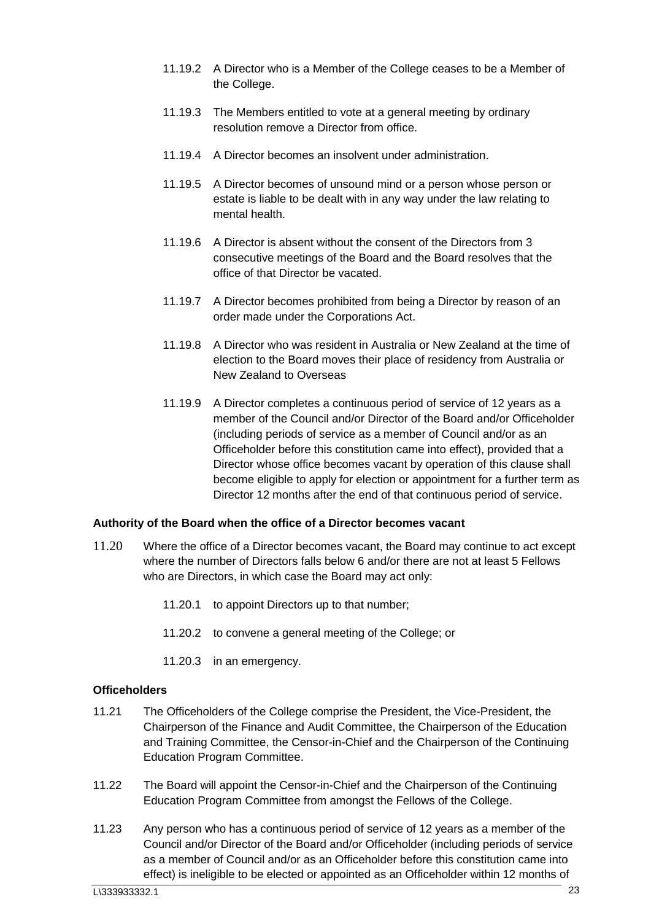11.19.2 A Director who is a Member of the College ceases to be a Member of the College.

11.19.3 The Members entitled to vote at a general meeting by ordinary resolution remove a Director from office.

11.19.4 A Director becomes an insolvent under administration.

11.19.5 A Director becomes of unsound mind or a person whose person or estate is liable to be dealt with in any way under the law relating to mental health.

11.19.6 A Director is absent without the consent of the Directors from 3 consecutive meetings of the Board and the Board resolves that the office of that Director be vacated.

11.19.7 A Director becomes prohibited from being a Director by reason of an order made under the Corporations Act.

11.19.8 A Director who was resident in Australia or New Zealand at the time of election to the Board moves their place of residency from Australia or New Zealand to Overseas

11.19.9 A Director completes a continuous period of service of 12 years as a member of the Council and/or Director of the Board and/or Officeholder (including periods of service as a member of Council and/or as an Officeholder before this constitution came into effect), provided that a Director whose office becomes vacant by operation of this clause shall become eligible to apply for election or appointment for a further term as Director 12 months after the end of that continuous period of service.

**Authority of the Board when the office of a Director becomes vacant**

11.20 Where the office of a Director becomes vacant, the Board may continue to act except where the number of Directors falls below 6 and/or there are not at least 5 Fellows who are Directors, in which case the Board may act only:

11.20.1 to appoint Directors up to that number;

11.20.2 to convene a general meeting of the College; or

11.20.3 in an emergency.

**Officeholders**

11.21 The Officeholders of the College comprise the President, the Vice-President, the Chairperson of the Finance and Audit Committee, the Chairperson of the Education and Training Committee, the Censor-in-Chief and the Chairperson of the Continuing Education Program Committee.

11.22 The Board will appoint the Censor-in-Chief and the Chairperson of the Continuing Education Program Committee from amongst the Fellows of the College.

11.23 Any person who has a continuous period of service of 12 years as a member of the Council and/or Director of the Board and/or Officeholder (including periods of service as a member of Council and/or as an Officeholder before this constitution came into effect) is ineligible to be elected or appointed as an Officeholder within 12 months of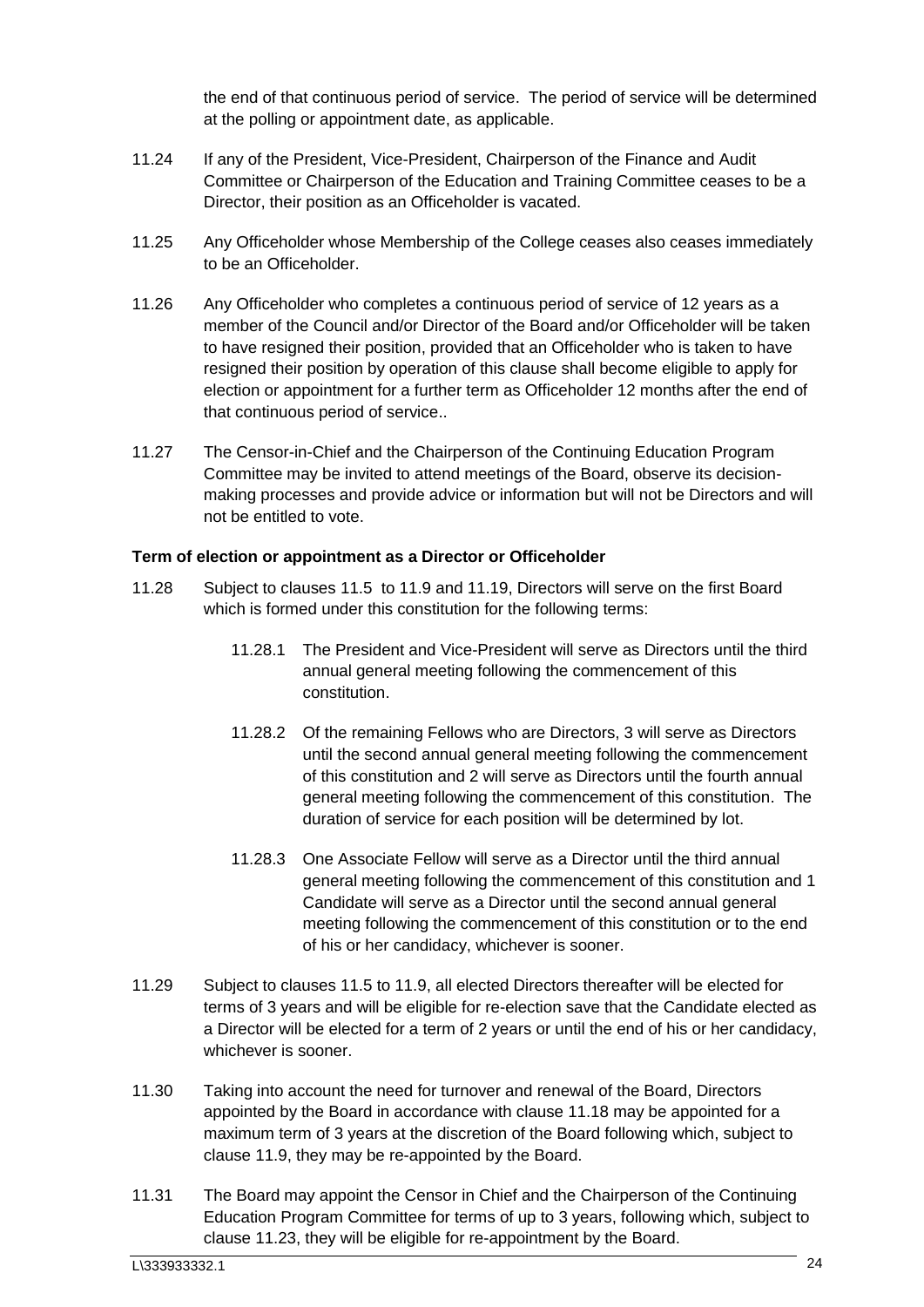the end of that continuous period of service. The period of service will be determined at the polling or appointment date, as applicable.

11.24 If any of the President, Vice-President, Chairperson of the Finance and Audit Committee or Chairperson of the Education and Training Committee ceases to be a Director, their position as an Officeholder is vacated.

11.25 Any Officeholder whose Membership of the College ceases also ceases immediately to be an Officeholder.

11.26 Any Officeholder who completes a continuous period of service of 12 years as a member of the Council and/or Director of the Board and/or Officeholder will be taken to have resigned their position, provided that an Officeholder who is taken to have resigned their position by operation of this clause shall become eligible to apply for election or appointment for a further term as Officeholder 12 months after the end of that continuous period of service..

11.27 The Censor-in-Chief and the Chairperson of the Continuing Education Program Committee may be invited to attend meetings of the Board, observe its decision-making processes and provide advice or information but will not be Directors and will not be entitled to vote.

**Term of election or appointment as a Director or Officeholder**

11.28 Subject to clauses 11.5 to 11.9 and 11.19, Directors will serve on the first Board which is formed under this constitution for the following terms:

11.28.1 The President and Vice-President will serve as Directors until the third annual general meeting following the commencement of this constitution.

11.28.2 Of the remaining Fellows who are Directors, 3 will serve as Directors until the second annual general meeting following the commencement of this constitution and 2 will serve as Directors until the fourth annual general meeting following the commencement of this constitution. The duration of service for each position will be determined by lot.

11.28.3 One Associate Fellow will serve as a Director until the third annual general meeting following the commencement of this constitution and 1 Candidate will serve as a Director until the second annual general meeting following the commencement of this constitution or to the end of his or her candidacy, whichever is sooner.

11.29 Subject to clauses 11.5 to 11.9, all elected Directors thereafter will be elected for terms of 3 years and will be eligible for re-election save that the Candidate elected as a Director will be elected for a term of 2 years or until the end of his or her candidacy, whichever is sooner.

11.30 Taking into account the need for turnover and renewal of the Board, Directors appointed by the Board in accordance with clause 11.18 may be appointed for a maximum term of 3 years at the discretion of the Board following which, subject to clause 11.9, they may be re-appointed by the Board.

11.31 The Board may appoint the Censor in Chief and the Chairperson of the Continuing Education Program Committee for terms of up to 3 years, following which, subject to clause 11.23, they will be eligible for re-appointment by the Board.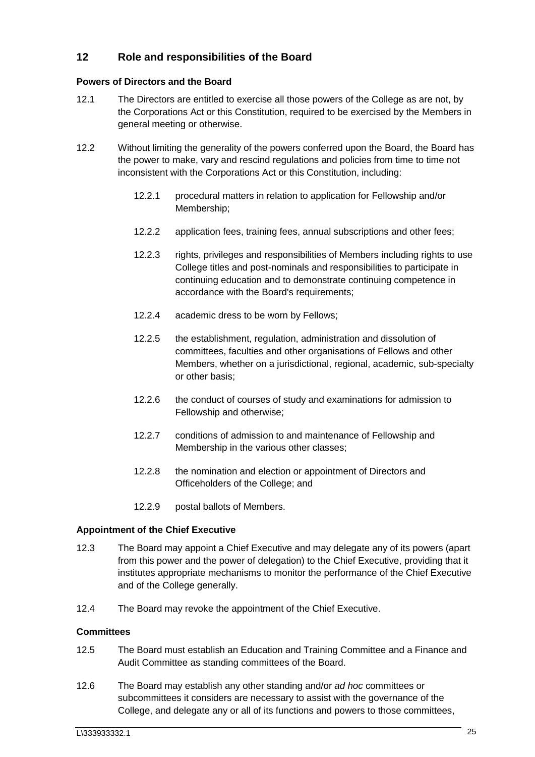## 12 Role and responsibilities of the Board

### Powers of Directors and the Board

12.1 The Directors are entitled to exercise all those powers of the College as are not, by the Corporations Act or this Constitution, required to be exercised by the Members in general meeting or otherwise.

12.2 Without limiting the generality of the powers conferred upon the Board, the Board has the power to make, vary and rescind regulations and policies from time to time not inconsistent with the Corporations Act or this Constitution, including:

> 12.2.1 procedural matters in relation to application for Fellowship and/or Membership;
>
> 12.2.2 application fees, training fees, annual subscriptions and other fees;
>
> 12.2.3 rights, privileges and responsibilities of Members including rights to use College titles and post-nominals and responsibilities to participate in continuing education and to demonstrate continuing competence in accordance with the Board's requirements;
>
> 12.2.4 academic dress to be worn by Fellows;
>
> 12.2.5 the establishment, regulation, administration and dissolution of committees, faculties and other organisations of Fellows and other Members, whether on a jurisdictional, regional, academic, sub-specialty or other basis;
>
> 12.2.6 the conduct of courses of study and examinations for admission to Fellowship and otherwise;
>
> 12.2.7 conditions of admission to and maintenance of Fellowship and Membership in the various other classes;
>
> 12.2.8 the nomination and election or appointment of Directors and Officeholders of the College; and
>
> 12.2.9 postal ballots of Members.

### Appointment of the Chief Executive

12.3 The Board may appoint a Chief Executive and may delegate any of its powers (apart from this power and the power of delegation) to the Chief Executive, providing that it institutes appropriate mechanisms to monitor the performance of the Chief Executive and of the College generally.

12.4 The Board may revoke the appointment of the Chief Executive.

### Committees

12.5 The Board must establish an Education and Training Committee and a Finance and Audit Committee as standing committees of the Board.

12.6 The Board may establish any other standing and/or *ad hoc* committees or subcommittees it considers are necessary to assist with the governance of the College, and delegate any or all of its functions and powers to those committees,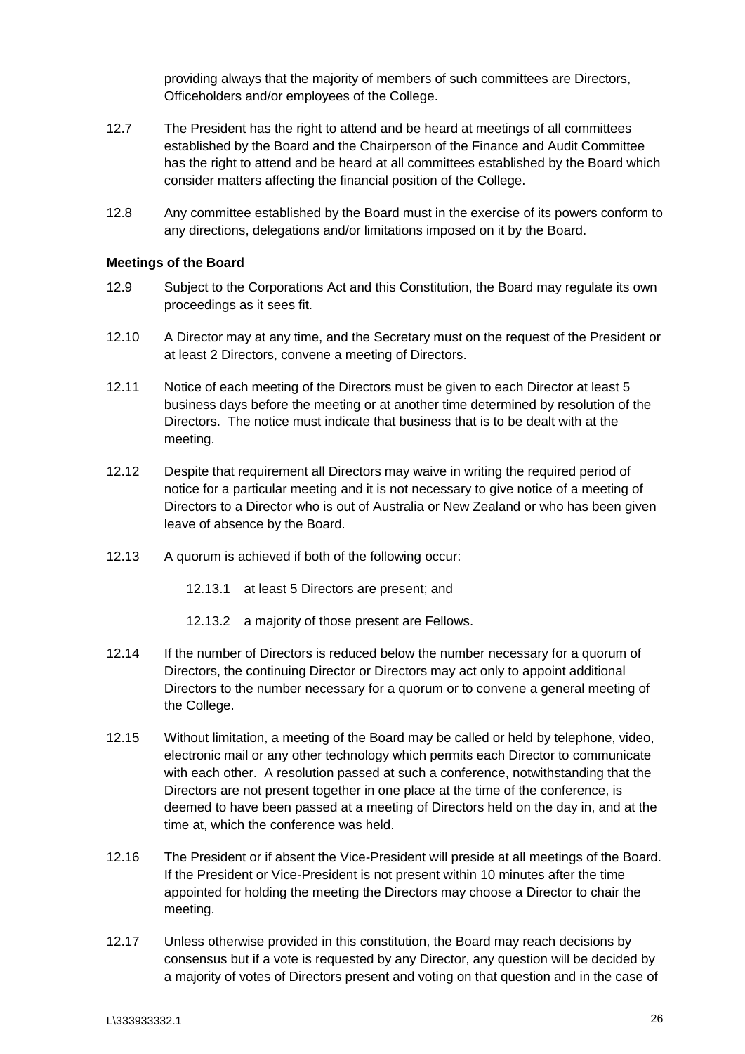providing always that the majority of members of such committees are Directors, Officeholders and/or employees of the College.

12.7 The President has the right to attend and be heard at meetings of all committees established by the Board and the Chairperson of the Finance and Audit Committee has the right to attend and be heard at all committees established by the Board which consider matters affecting the financial position of the College.

12.8 Any committee established by the Board must in the exercise of its powers conform to any directions, delegations and/or limitations imposed on it by the Board.

**Meetings of the Board**

12.9 Subject to the Corporations Act and this Constitution, the Board may regulate its own proceedings as it sees fit.

12.10 A Director may at any time, and the Secretary must on the request of the President or at least 2 Directors, convene a meeting of Directors.

12.11 Notice of each meeting of the Directors must be given to each Director at least 5 business days before the meeting or at another time determined by resolution of the Directors. The notice must indicate that business that is to be dealt with at the meeting.

12.12 Despite that requirement all Directors may waive in writing the required period of notice for a particular meeting and it is not necessary to give notice of a meeting of Directors to a Director who is out of Australia or New Zealand or who has been given leave of absence by the Board.

12.13 A quorum is achieved if both of the following occur:

12.13.1 at least 5 Directors are present; and

12.13.2 a majority of those present are Fellows.

12.14 If the number of Directors is reduced below the number necessary for a quorum of Directors, the continuing Director or Directors may act only to appoint additional Directors to the number necessary for a quorum or to convene a general meeting of the College.

12.15 Without limitation, a meeting of the Board may be called or held by telephone, video, electronic mail or any other technology which permits each Director to communicate with each other. A resolution passed at such a conference, notwithstanding that the Directors are not present together in one place at the time of the conference, is deemed to have been passed at a meeting of Directors held on the day in, and at the time at, which the conference was held.

12.16 The President or if absent the Vice-President will preside at all meetings of the Board. If the President or Vice-President is not present within 10 minutes after the time appointed for holding the meeting the Directors may choose a Director to chair the meeting.

12.17 Unless otherwise provided in this constitution, the Board may reach decisions by consensus but if a vote is requested by any Director, any question will be decided by a majority of votes of Directors present and voting on that question and in the case of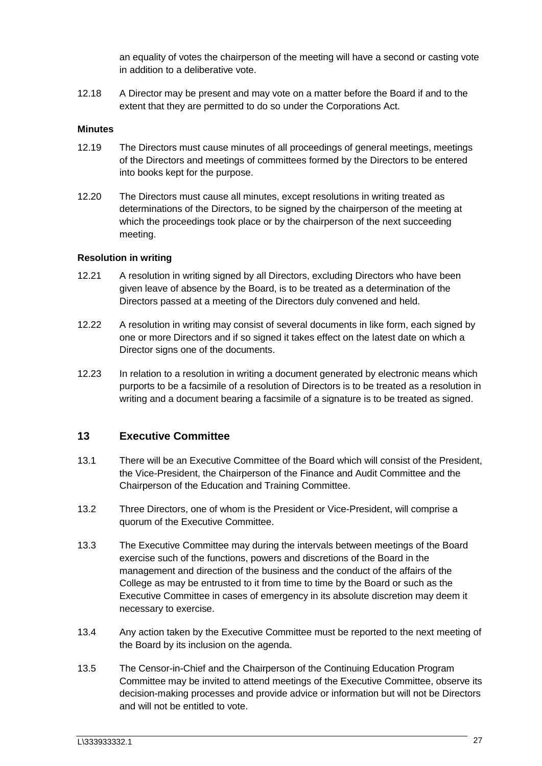an equality of votes the chairperson of the meeting will have a second or casting vote in addition to a deliberative vote.

12.18 A Director may be present and may vote on a matter before the Board if and to the extent that they are permitted to do so under the Corporations Act.

**Minutes**

12.19 The Directors must cause minutes of all proceedings of general meetings, meetings of the Directors and meetings of committees formed by the Directors to be entered into books kept for the purpose.

12.20 The Directors must cause all minutes, except resolutions in writing treated as determinations of the Directors, to be signed by the chairperson of the meeting at which the proceedings took place or by the chairperson of the next succeeding meeting.

**Resolution in writing**

12.21 A resolution in writing signed by all Directors, excluding Directors who have been given leave of absence by the Board, is to be treated as a determination of the Directors passed at a meeting of the Directors duly convened and held.

12.22 A resolution in writing may consist of several documents in like form, each signed by one or more Directors and if so signed it takes effect on the latest date on which a Director signs one of the documents.

12.23 In relation to a resolution in writing a document generated by electronic means which purports to be a facsimile of a resolution of Directors is to be treated as a resolution in writing and a document bearing a facsimile of a signature is to be treated as signed.

## 13 Executive Committee

13.1 There will be an Executive Committee of the Board which will consist of the President, the Vice-President, the Chairperson of the Finance and Audit Committee and the Chairperson of the Education and Training Committee.

13.2 Three Directors, one of whom is the President or Vice-President, will comprise a quorum of the Executive Committee.

13.3 The Executive Committee may during the intervals between meetings of the Board exercise such of the functions, powers and discretions of the Board in the management and direction of the business and the conduct of the affairs of the College as may be entrusted to it from time to time by the Board or such as the Executive Committee in cases of emergency in its absolute discretion may deem it necessary to exercise.

13.4 Any action taken by the Executive Committee must be reported to the next meeting of the Board by its inclusion on the agenda.

13.5 The Censor-in-Chief and the Chairperson of the Continuing Education Program Committee may be invited to attend meetings of the Executive Committee, observe its decision-making processes and provide advice or information but will not be Directors and will not be entitled to vote.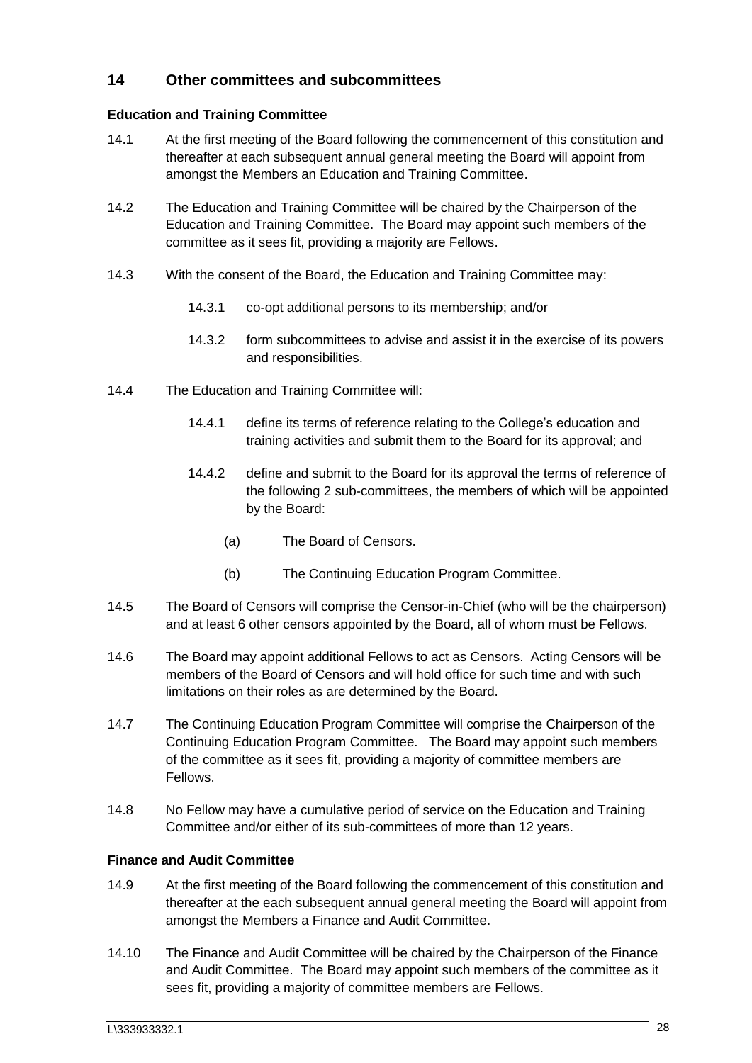## 14 Other committees and subcommittees

### Education and Training Committee

14.1 At the first meeting of the Board following the commencement of this constitution and thereafter at each subsequent annual general meeting the Board will appoint from amongst the Members an Education and Training Committee.

14.2 The Education and Training Committee will be chaired by the Chairperson of the Education and Training Committee. The Board may appoint such members of the committee as it sees fit, providing a majority are Fellows.

14.3 With the consent of the Board, the Education and Training Committee may:

14.3.1 co-opt additional persons to its membership; and/or

14.3.2 form subcommittees to advise and assist it in the exercise of its powers and responsibilities.

14.4 The Education and Training Committee will:

14.4.1 define its terms of reference relating to the College's education and training activities and submit them to the Board for its approval; and

14.4.2 define and submit to the Board for its approval the terms of reference of the following 2 sub-committees, the members of which will be appointed by the Board:

(a) The Board of Censors.

(b) The Continuing Education Program Committee.

14.5 The Board of Censors will comprise the Censor-in-Chief (who will be the chairperson) and at least 6 other censors appointed by the Board, all of whom must be Fellows.

14.6 The Board may appoint additional Fellows to act as Censors. Acting Censors will be members of the Board of Censors and will hold office for such time and with such limitations on their roles as are determined by the Board.

14.7 The Continuing Education Program Committee will comprise the Chairperson of the Continuing Education Program Committee. The Board may appoint such members of the committee as it sees fit, providing a majority of committee members are Fellows.

14.8 No Fellow may have a cumulative period of service on the Education and Training Committee and/or either of its sub-committees of more than 12 years.

### Finance and Audit Committee

14.9 At the first meeting of the Board following the commencement of this constitution and thereafter at the each subsequent annual general meeting the Board will appoint from amongst the Members a Finance and Audit Committee.

14.10 The Finance and Audit Committee will be chaired by the Chairperson of the Finance and Audit Committee. The Board may appoint such members of the committee as it sees fit, providing a majority of committee members are Fellows.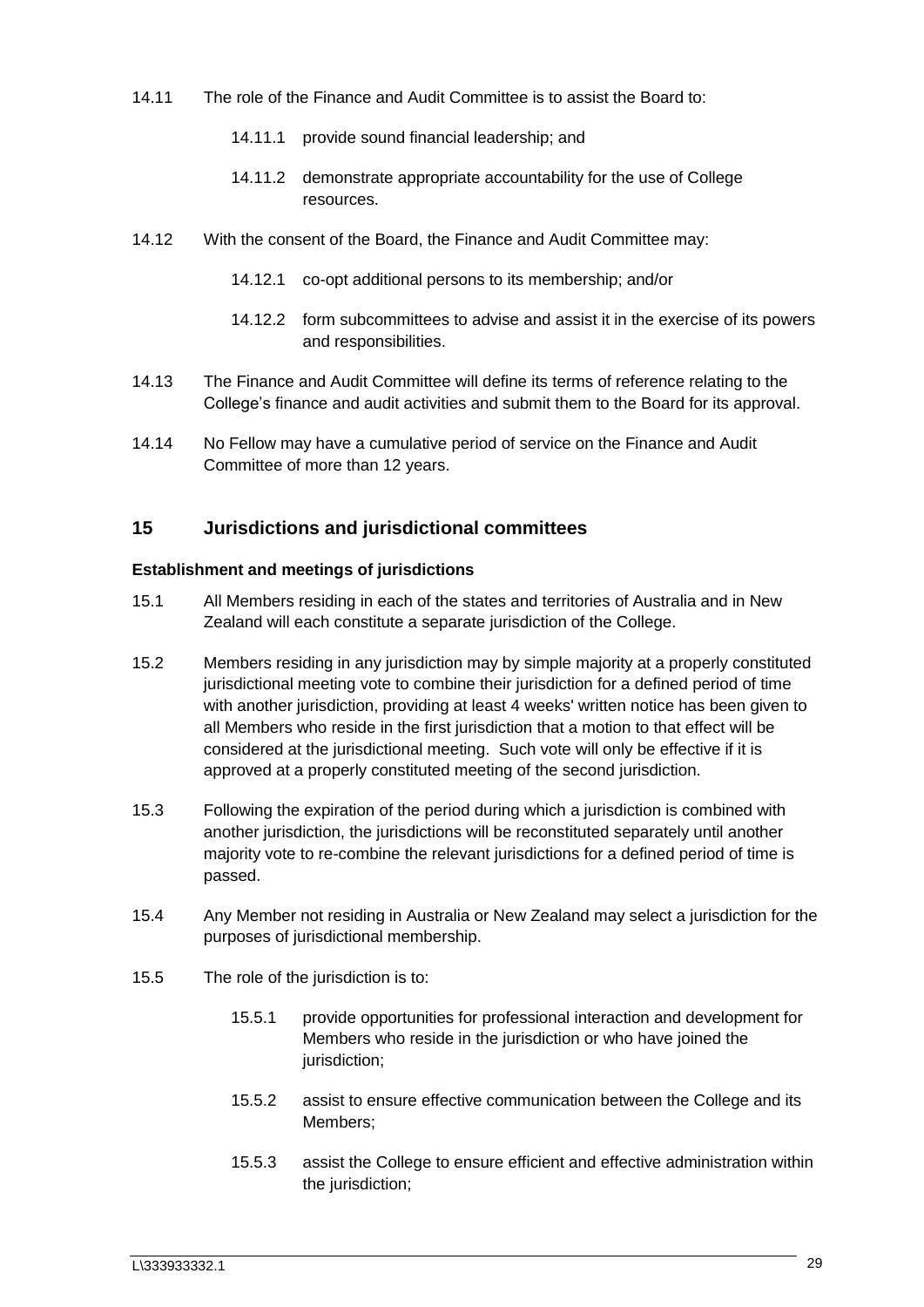14.11 The role of the Finance and Audit Committee is to assist the Board to:

- 14.11.1 provide sound financial leadership; and
- 14.11.2 demonstrate appropriate accountability for the use of College resources.

14.12 With the consent of the Board, the Finance and Audit Committee may:

- 14.12.1 co-opt additional persons to its membership; and/or
- 14.12.2 form subcommittees to advise and assist it in the exercise of its powers and responsibilities.

14.13 The Finance and Audit Committee will define its terms of reference relating to the College's finance and audit activities and submit them to the Board for its approval.

14.14 No Fellow may have a cumulative period of service on the Finance and Audit Committee of more than 12 years.

## 15 Jurisdictions and jurisdictional committees

**Establishment and meetings of jurisdictions**

15.1 All Members residing in each of the states and territories of Australia and in New Zealand will each constitute a separate jurisdiction of the College.

15.2 Members residing in any jurisdiction may by simple majority at a properly constituted jurisdictional meeting vote to combine their jurisdiction for a defined period of time with another jurisdiction, providing at least 4 weeks' written notice has been given to all Members who reside in the first jurisdiction that a motion to that effect will be considered at the jurisdictional meeting. Such vote will only be effective if it is approved at a properly constituted meeting of the second jurisdiction.

15.3 Following the expiration of the period during which a jurisdiction is combined with another jurisdiction, the jurisdictions will be reconstituted separately until another majority vote to re-combine the relevant jurisdictions for a defined period of time is passed.

15.4 Any Member not residing in Australia or New Zealand may select a jurisdiction for the purposes of jurisdictional membership.

15.5 The role of the jurisdiction is to:

- 15.5.1 provide opportunities for professional interaction and development for Members who reside in the jurisdiction or who have joined the jurisdiction;
- 15.5.2 assist to ensure effective communication between the College and its Members;
- 15.5.3 assist the College to ensure efficient and effective administration within the jurisdiction;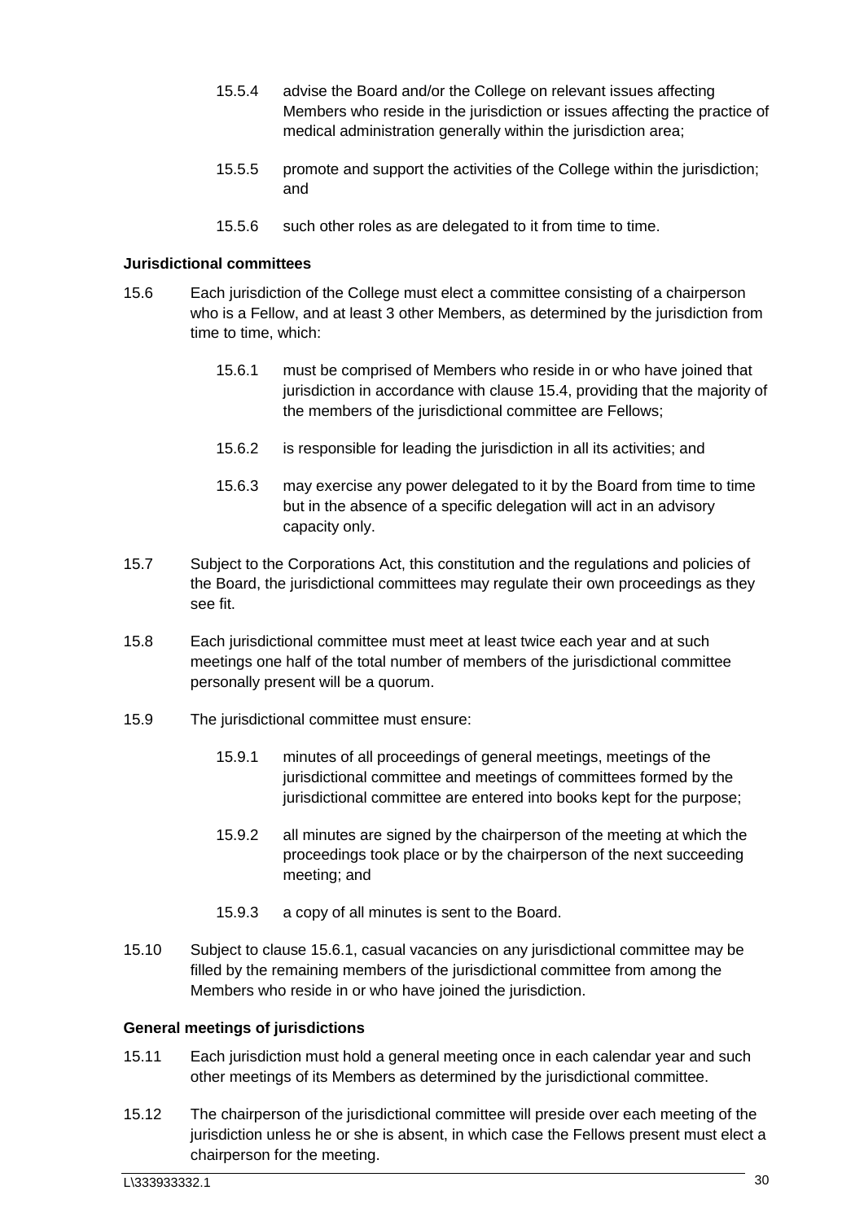15.5.4 advise the Board and/or the College on relevant issues affecting Members who reside in the jurisdiction or issues affecting the practice of medical administration generally within the jurisdiction area;

15.5.5 promote and support the activities of the College within the jurisdiction; and

15.5.6 such other roles as are delegated to it from time to time.

**Jurisdictional committees**

15.6 Each jurisdiction of the College must elect a committee consisting of a chairperson who is a Fellow, and at least 3 other Members, as determined by the jurisdiction from time to time, which:

15.6.1 must be comprised of Members who reside in or who have joined that jurisdiction in accordance with clause 15.4, providing that the majority of the members of the jurisdictional committee are Fellows;

15.6.2 is responsible for leading the jurisdiction in all its activities; and

15.6.3 may exercise any power delegated to it by the Board from time to time but in the absence of a specific delegation will act in an advisory capacity only.

15.7 Subject to the Corporations Act, this constitution and the regulations and policies of the Board, the jurisdictional committees may regulate their own proceedings as they see fit.

15.8 Each jurisdictional committee must meet at least twice each year and at such meetings one half of the total number of members of the jurisdictional committee personally present will be a quorum.

15.9 The jurisdictional committee must ensure:

15.9.1 minutes of all proceedings of general meetings, meetings of the jurisdictional committee and meetings of committees formed by the jurisdictional committee are entered into books kept for the purpose;

15.9.2 all minutes are signed by the chairperson of the meeting at which the proceedings took place or by the chairperson of the next succeeding meeting; and

15.9.3 a copy of all minutes is sent to the Board.

15.10 Subject to clause 15.6.1, casual vacancies on any jurisdictional committee may be filled by the remaining members of the jurisdictional committee from among the Members who reside in or who have joined the jurisdiction.

**General meetings of jurisdictions**

15.11 Each jurisdiction must hold a general meeting once in each calendar year and such other meetings of its Members as determined by the jurisdictional committee.

15.12 The chairperson of the jurisdictional committee will preside over each meeting of the jurisdiction unless he or she is absent, in which case the Fellows present must elect a chairperson for the meeting.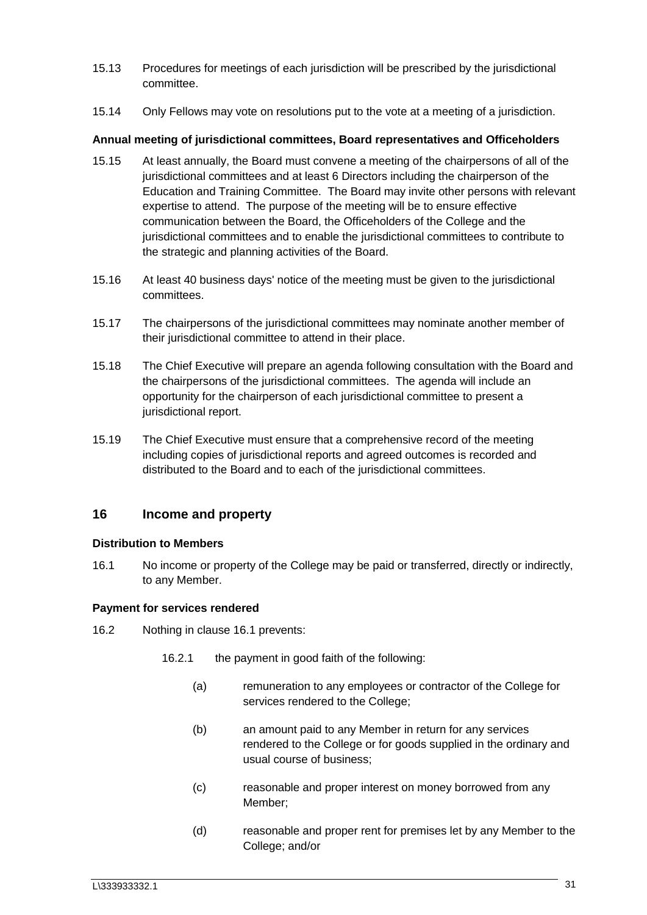15.13 Procedures for meetings of each jurisdiction will be prescribed by the jurisdictional committee.

15.14 Only Fellows may vote on resolutions put to the vote at a meeting of a jurisdiction.

**Annual meeting of jurisdictional committees, Board representatives and Officeholders**

15.15 At least annually, the Board must convene a meeting of the chairpersons of all of the jurisdictional committees and at least 6 Directors including the chairperson of the Education and Training Committee. The Board may invite other persons with relevant expertise to attend. The purpose of the meeting will be to ensure effective communication between the Board, the Officeholders of the College and the jurisdictional committees and to enable the jurisdictional committees to contribute to the strategic and planning activities of the Board.

15.16 At least 40 business days' notice of the meeting must be given to the jurisdictional committees.

15.17 The chairpersons of the jurisdictional committees may nominate another member of their jurisdictional committee to attend in their place.

15.18 The Chief Executive will prepare an agenda following consultation with the Board and the chairpersons of the jurisdictional committees. The agenda will include an opportunity for the chairperson of each jurisdictional committee to present a jurisdictional report.

15.19 The Chief Executive must ensure that a comprehensive record of the meeting including copies of jurisdictional reports and agreed outcomes is recorded and distributed to the Board and to each of the jurisdictional committees.

## 16 Income and property

**Distribution to Members**

16.1 No income or property of the College may be paid or transferred, directly or indirectly, to any Member.

**Payment for services rendered**

16.2 Nothing in clause 16.1 prevents:

16.2.1 the payment in good faith of the following:

(a) remuneration to any employees or contractor of the College for services rendered to the College;

(b) an amount paid to any Member in return for any services rendered to the College or for goods supplied in the ordinary and usual course of business;

(c) reasonable and proper interest on money borrowed from any Member;

(d) reasonable and proper rent for premises let by any Member to the College; and/or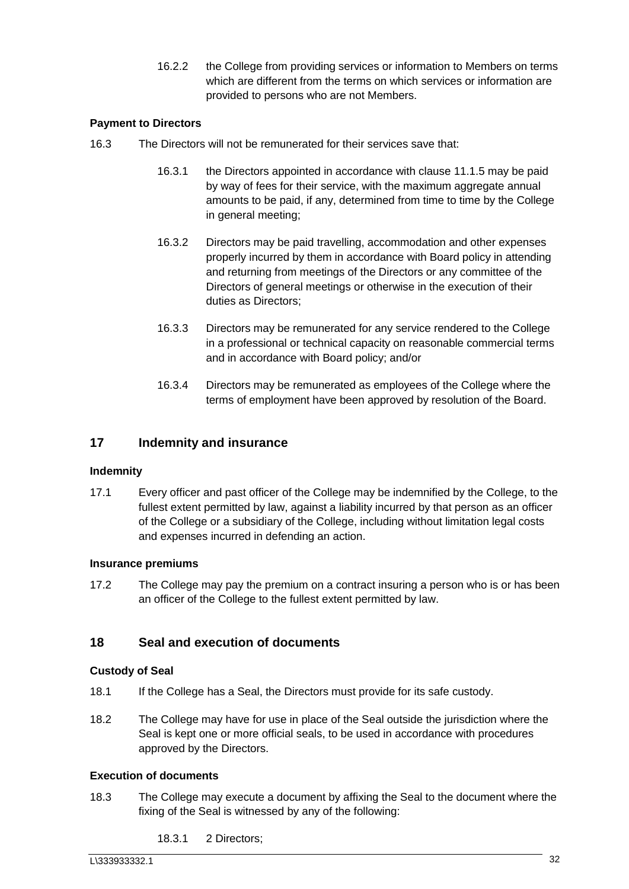16.2.2 the College from providing services or information to Members on terms which are different from the terms on which services or information are provided to persons who are not Members.

**Payment to Directors**

16.3 The Directors will not be remunerated for their services save that:

16.3.1 the Directors appointed in accordance with clause 11.1.5 may be paid by way of fees for their service, with the maximum aggregate annual amounts to be paid, if any, determined from time to time by the College in general meeting;

16.3.2 Directors may be paid travelling, accommodation and other expenses properly incurred by them in accordance with Board policy in attending and returning from meetings of the Directors or any committee of the Directors of general meetings or otherwise in the execution of their duties as Directors;

16.3.3 Directors may be remunerated for any service rendered to the College in a professional or technical capacity on reasonable commercial terms and in accordance with Board policy; and/or

16.3.4 Directors may be remunerated as employees of the College where the terms of employment have been approved by resolution of the Board.

## 17 Indemnity and insurance

**Indemnity**

17.1 Every officer and past officer of the College may be indemnified by the College, to the fullest extent permitted by law, against a liability incurred by that person as an officer of the College or a subsidiary of the College, including without limitation legal costs and expenses incurred in defending an action.

**Insurance premiums**

17.2 The College may pay the premium on a contract insuring a person who is or has been an officer of the College to the fullest extent permitted by law.

## 18 Seal and execution of documents

**Custody of Seal**

18.1 If the College has a Seal, the Directors must provide for its safe custody.

18.2 The College may have for use in place of the Seal outside the jurisdiction where the Seal is kept one or more official seals, to be used in accordance with procedures approved by the Directors.

**Execution of documents**

18.3 The College may execute a document by affixing the Seal to the document where the fixing of the Seal is witnessed by any of the following:

18.3.1 2 Directors;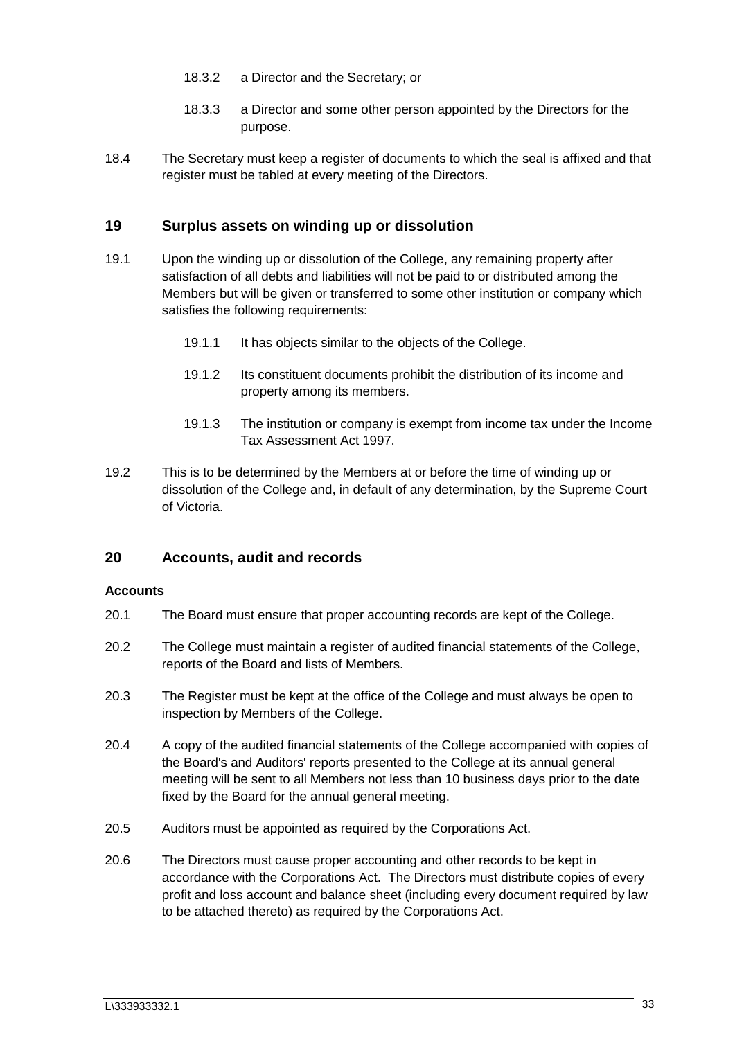18.3.2 a Director and the Secretary; or

18.3.3 a Director and some other person appointed by the Directors for the purpose.

18.4 The Secretary must keep a register of documents to which the seal is affixed and that register must be tabled at every meeting of the Directors.

## 19 Surplus assets on winding up or dissolution

19.1 Upon the winding up or dissolution of the College, any remaining property after satisfaction of all debts and liabilities will not be paid to or distributed among the Members but will be given or transferred to some other institution or company which satisfies the following requirements:

19.1.1 It has objects similar to the objects of the College.

19.1.2 Its constituent documents prohibit the distribution of its income and property among its members.

19.1.3 The institution or company is exempt from income tax under the Income Tax Assessment Act 1997.

19.2 This is to be determined by the Members at or before the time of winding up or dissolution of the College and, in default of any determination, by the Supreme Court of Victoria.

## 20 Accounts, audit and records

**Accounts**

20.1 The Board must ensure that proper accounting records are kept of the College.

20.2 The College must maintain a register of audited financial statements of the College, reports of the Board and lists of Members.

20.3 The Register must be kept at the office of the College and must always be open to inspection by Members of the College.

20.4 A copy of the audited financial statements of the College accompanied with copies of the Board's and Auditors' reports presented to the College at its annual general meeting will be sent to all Members not less than 10 business days prior to the date fixed by the Board for the annual general meeting.

20.5 Auditors must be appointed as required by the Corporations Act.

20.6 The Directors must cause proper accounting and other records to be kept in accordance with the Corporations Act. The Directors must distribute copies of every profit and loss account and balance sheet (including every document required by law to be attached thereto) as required by the Corporations Act.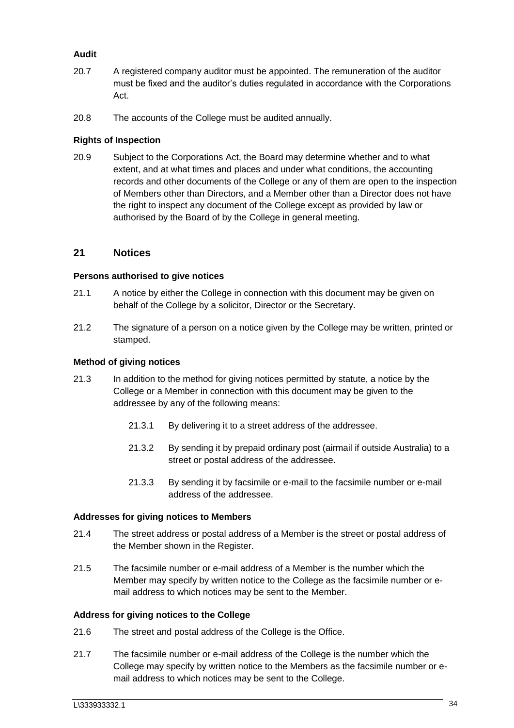**Audit**

20.7 A registered company auditor must be appointed. The remuneration of the auditor must be fixed and the auditor's duties regulated in accordance with the Corporations Act.

20.8 The accounts of the College must be audited annually.

**Rights of Inspection**

20.9 Subject to the Corporations Act, the Board may determine whether and to what extent, and at what times and places and under what conditions, the accounting records and other documents of the College or any of them are open to the inspection of Members other than Directors, and a Member other than a Director does not have the right to inspect any document of the College except as provided by law or authorised by the Board of by the College in general meeting.

## 21 Notices

**Persons authorised to give notices**

21.1 A notice by either the College in connection with this document may be given on behalf of the College by a solicitor, Director or the Secretary.

21.2 The signature of a person on a notice given by the College may be written, printed or stamped.

**Method of giving notices**

21.3 In addition to the method for giving notices permitted by statute, a notice by the College or a Member in connection with this document may be given to the addressee by any of the following means:

21.3.1 By delivering it to a street address of the addressee.

21.3.2 By sending it by prepaid ordinary post (airmail if outside Australia) to a street or postal address of the addressee.

21.3.3 By sending it by facsimile or e-mail to the facsimile number or e-mail address of the addressee.

**Addresses for giving notices to Members**

21.4 The street address or postal address of a Member is the street or postal address of the Member shown in the Register.

21.5 The facsimile number or e-mail address of a Member is the number which the Member may specify by written notice to the College as the facsimile number or e-mail address to which notices may be sent to the Member.

**Address for giving notices to the College**

21.6 The street and postal address of the College is the Office.

21.7 The facsimile number or e-mail address of the College is the number which the College may specify by written notice to the Members as the facsimile number or e-mail address to which notices may be sent to the College.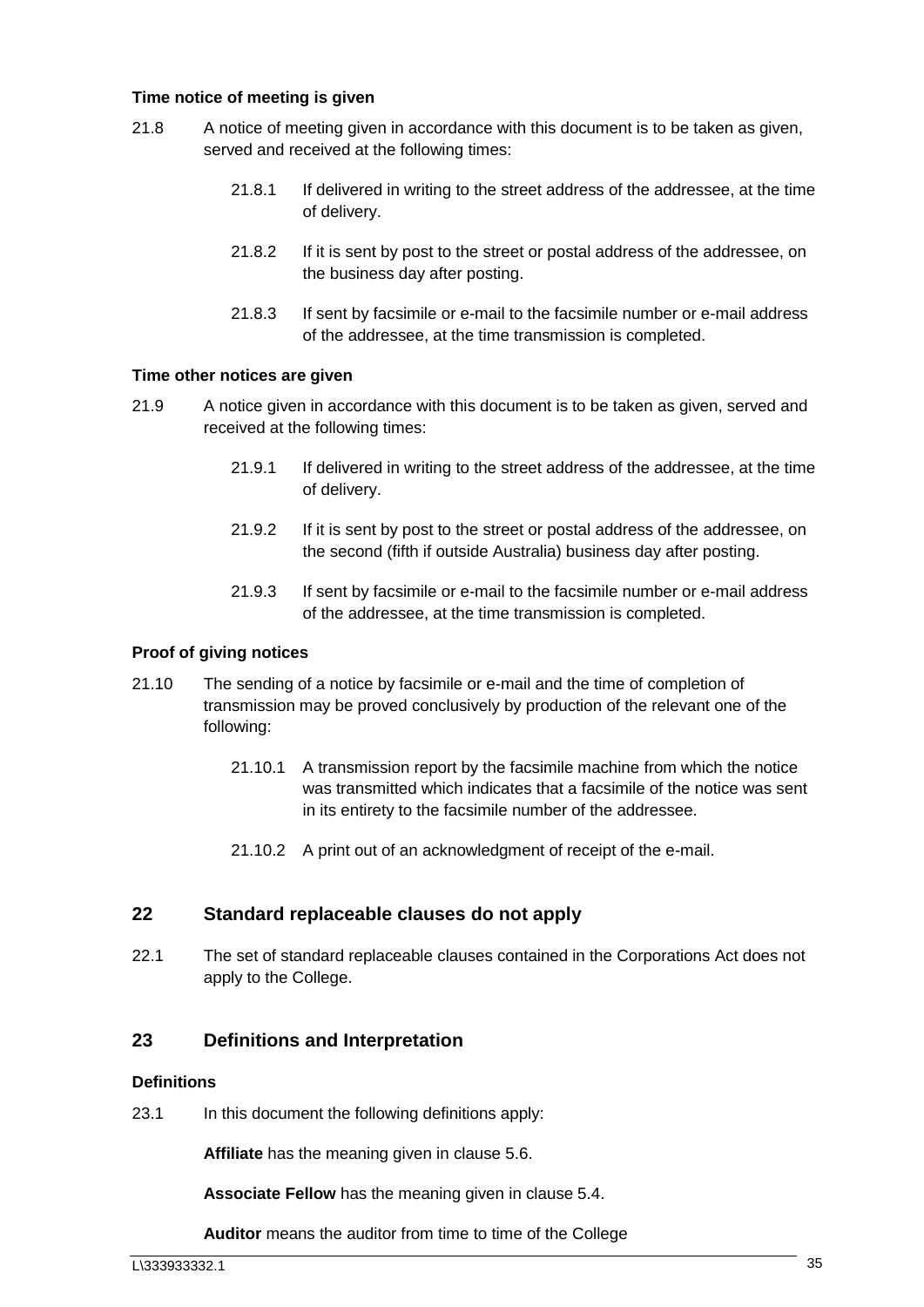**Time notice of meeting is given**

21.8 A notice of meeting given in accordance with this document is to be taken as given, served and received at the following times:

21.8.1 If delivered in writing to the street address of the addressee, at the time of delivery.

21.8.2 If it is sent by post to the street or postal address of the addressee, on the business day after posting.

21.8.3 If sent by facsimile or e-mail to the facsimile number or e-mail address of the addressee, at the time transmission is completed.

**Time other notices are given**

21.9 A notice given in accordance with this document is to be taken as given, served and received at the following times:

21.9.1 If delivered in writing to the street address of the addressee, at the time of delivery.

21.9.2 If it is sent by post to the street or postal address of the addressee, on the second (fifth if outside Australia) business day after posting.

21.9.3 If sent by facsimile or e-mail to the facsimile number or e-mail address of the addressee, at the time transmission is completed.

**Proof of giving notices**

21.10 The sending of a notice by facsimile or e-mail and the time of completion of transmission may be proved conclusively by production of the relevant one of the following:

21.10.1 A transmission report by the facsimile machine from which the notice was transmitted which indicates that a facsimile of the notice was sent in its entirety to the facsimile number of the addressee.

21.10.2 A print out of an acknowledgment of receipt of the e-mail.

## 22 Standard replaceable clauses do not apply

22.1 The set of standard replaceable clauses contained in the Corporations Act does not apply to the College.

## 23 Definitions and Interpretation

**Definitions**

23.1 In this document the following definitions apply:

**Affiliate** has the meaning given in clause 5.6.

**Associate Fellow** has the meaning given in clause 5.4.

**Auditor** means the auditor from time to time of the College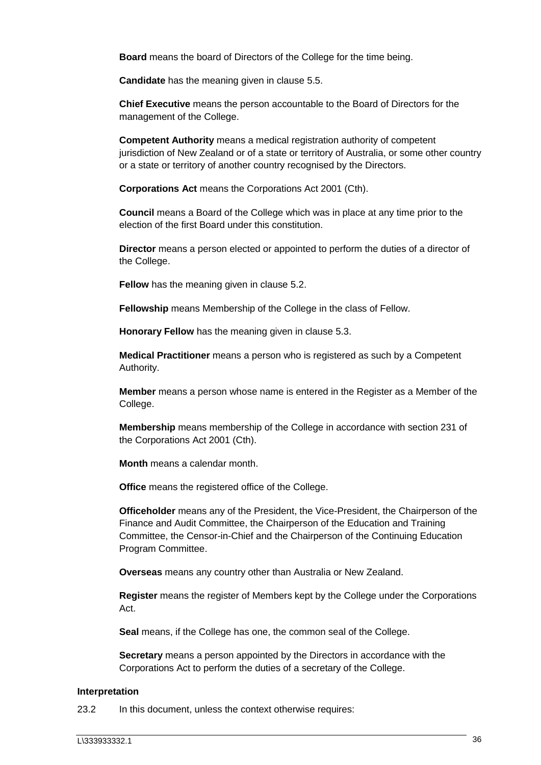**Board** means the board of Directors of the College for the time being.

**Candidate** has the meaning given in clause 5.5.

**Chief Executive** means the person accountable to the Board of Directors for the management of the College.

**Competent Authority** means a medical registration authority of competent jurisdiction of New Zealand or of a state or territory of Australia, or some other country or a state or territory of another country recognised by the Directors.

**Corporations Act** means the Corporations Act 2001 (Cth).

**Council** means a Board of the College which was in place at any time prior to the election of the first Board under this constitution.

**Director** means a person elected or appointed to perform the duties of a director of the College.

**Fellow** has the meaning given in clause 5.2.

**Fellowship** means Membership of the College in the class of Fellow.

**Honorary Fellow** has the meaning given in clause 5.3.

**Medical Practitioner** means a person who is registered as such by a Competent Authority.

**Member** means a person whose name is entered in the Register as a Member of the College.

**Membership** means membership of the College in accordance with section 231 of the Corporations Act 2001 (Cth).

**Month** means a calendar month.

**Office** means the registered office of the College.

**Officeholder** means any of the President, the Vice-President, the Chairperson of the Finance and Audit Committee, the Chairperson of the Education and Training Committee, the Censor-in-Chief and the Chairperson of the Continuing Education Program Committee.

**Overseas** means any country other than Australia or New Zealand.

**Register** means the register of Members kept by the College under the Corporations Act.

**Seal** means, if the College has one, the common seal of the College.

**Secretary** means a person appointed by the Directors in accordance with the Corporations Act to perform the duties of a secretary of the College.

#### Interpretation

23.2 In this document, unless the context otherwise requires: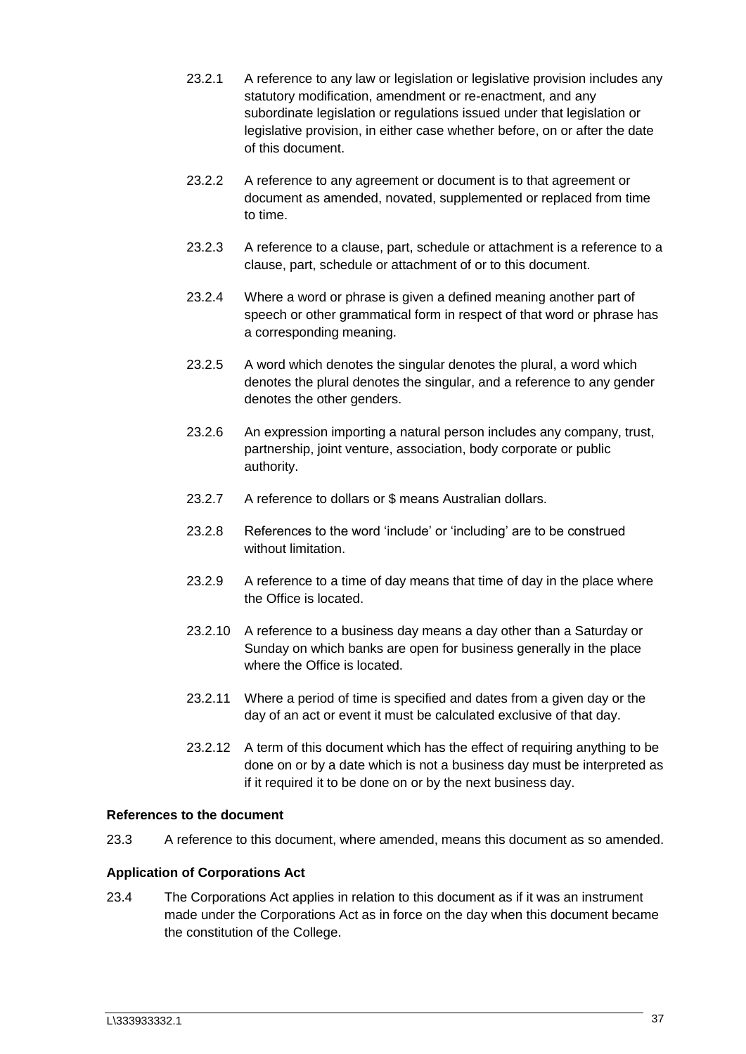23.2.1 A reference to any law or legislation or legislative provision includes any statutory modification, amendment or re-enactment, and any subordinate legislation or regulations issued under that legislation or legislative provision, in either case whether before, on or after the date of this document.

23.2.2 A reference to any agreement or document is to that agreement or document as amended, novated, supplemented or replaced from time to time.

23.2.3 A reference to a clause, part, schedule or attachment is a reference to a clause, part, schedule or attachment of or to this document.

23.2.4 Where a word or phrase is given a defined meaning another part of speech or other grammatical form in respect of that word or phrase has a corresponding meaning.

23.2.5 A word which denotes the singular denotes the plural, a word which denotes the plural denotes the singular, and a reference to any gender denotes the other genders.

23.2.6 An expression importing a natural person includes any company, trust, partnership, joint venture, association, body corporate or public authority.

23.2.7 A reference to dollars or $ means Australian dollars.

23.2.8 References to the word 'include' or 'including' are to be construed without limitation.

23.2.9 A reference to a time of day means that time of day in the place where the Office is located.

23.2.10 A reference to a business day means a day other than a Saturday or Sunday on which banks are open for business generally in the place where the Office is located.

23.2.11 Where a period of time is specified and dates from a given day or the day of an act or event it must be calculated exclusive of that day.

23.2.12 A term of this document which has the effect of requiring anything to be done on or by a date which is not a business day must be interpreted as if it required it to be done on or by the next business day.

**References to the document**

23.3 A reference to this document, where amended, means this document as so amended.

**Application of Corporations Act**

23.4 The Corporations Act applies in relation to this document as if it was an instrument made under the Corporations Act as in force on the day when this document became the constitution of the College.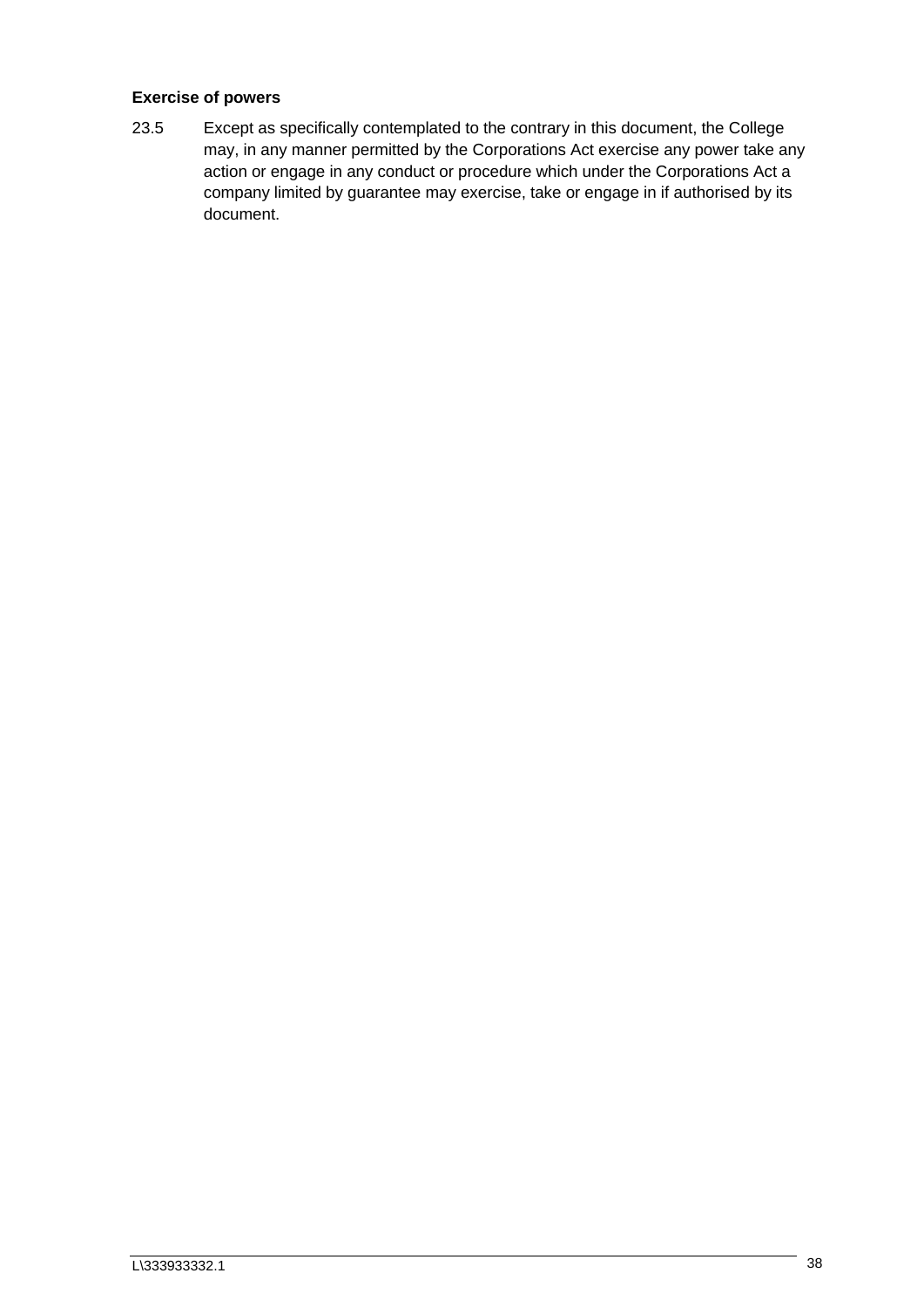**Exercise of powers**

23.5 Except as specifically contemplated to the contrary in this document, the College may, in any manner permitted by the Corporations Act exercise any power take any action or engage in any conduct or procedure which under the Corporations Act a company limited by guarantee may exercise, take or engage in if authorised by its document.